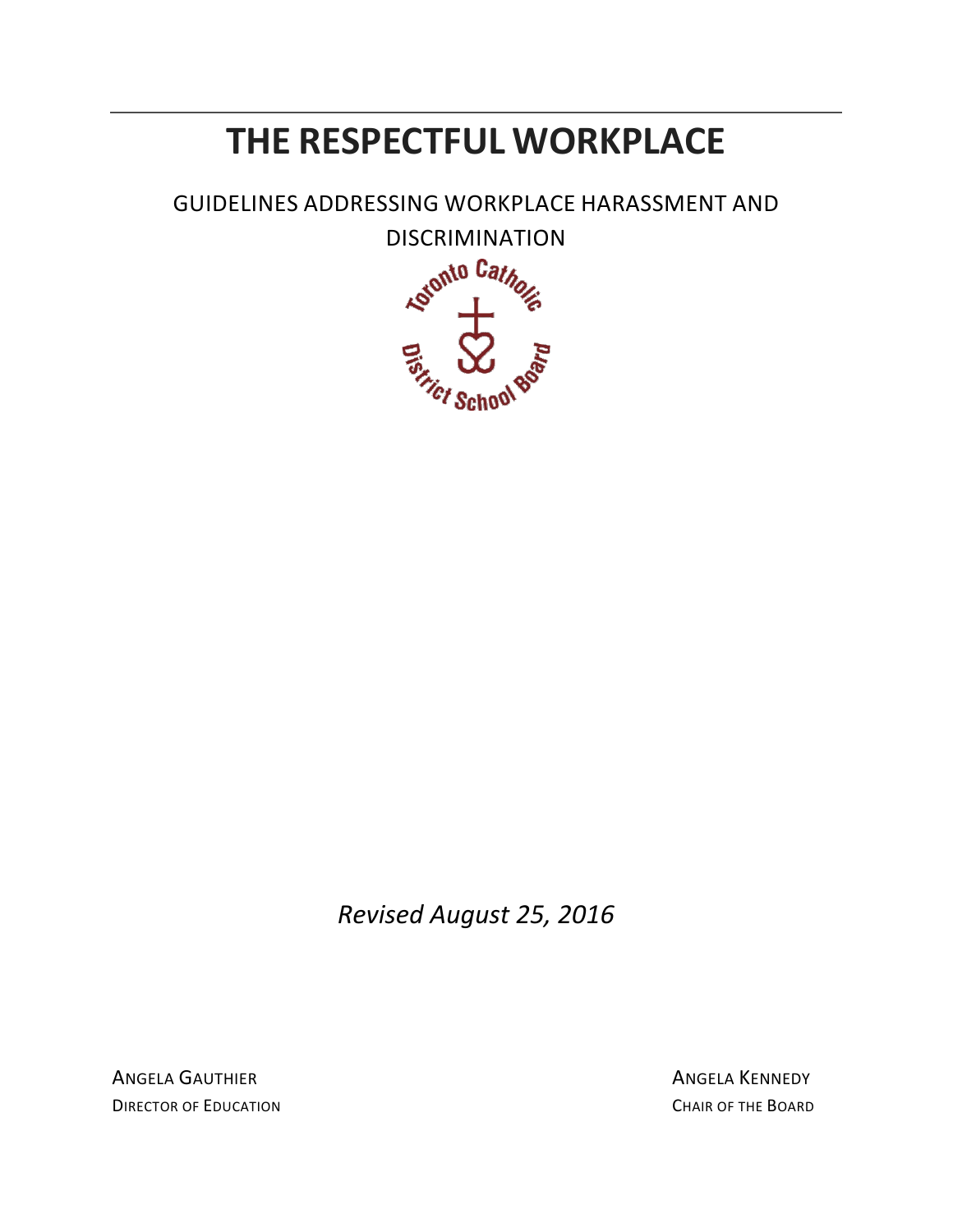# THE RESPECTFUL WORKPLACE

## GUIDELINES ADDRESSING WORKPLACE HARASSMENT AND DISCRIMINATION

Toronto Catholic District School Board

*Revised August 25, 2016*

Angela Gauthier
Director of Education

Angela Kennedy
Chair of the Board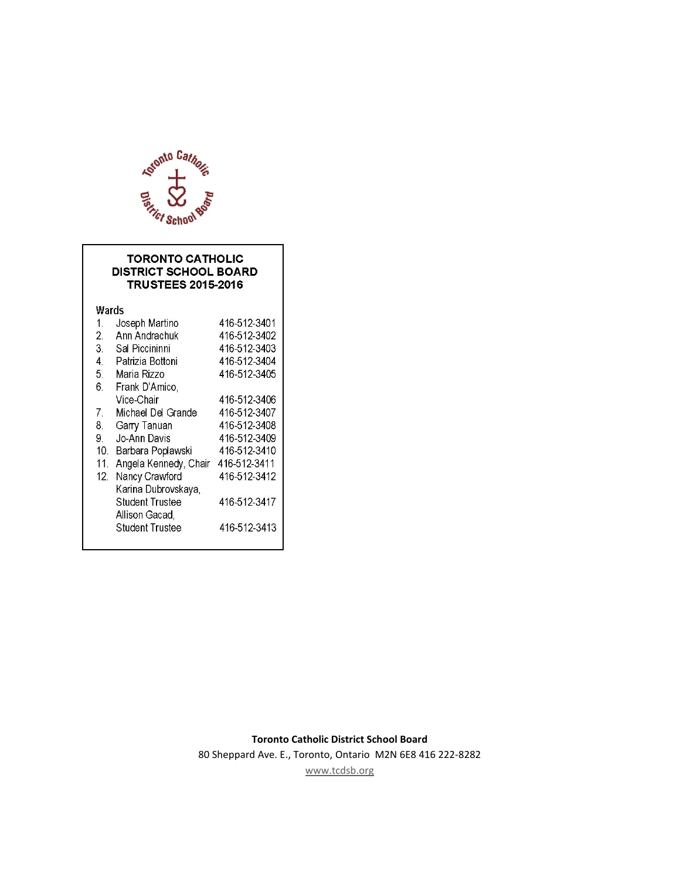## TORONTO CATHOLIC DISTRICT SCHOOL BOARD TRUSTEES 2015-2016

| Wards | | |
|---|---|---|
| 1. | Joseph Martino | 416-512-3401 |
| 2. | Ann Andrachuk | 416-512-3402 |
| 3. | Sal Piccininni | 416-512-3403 |
| 4. | Patrizia Bottoni | 416-512-3404 |
| 5. | Maria Rizzo | 416-512-3405 |
| 6. | Frank D'Amico, Vice-Chair | 416-512-3406 |
| 7. | Michael Del Grande | 416-512-3407 |
| 8. | Garry Tanuan | 416-512-3408 |
| 9. | Jo-Ann Davis | 416-512-3409 |
| 10. | Barbara Poplawski | 416-512-3410 |
| 11. | Angela Kennedy, Chair | 416-512-3411 |
| 12. | Nancy Crawford | 416-512-3412 |
| | Karina Dubrovskaya, Student Trustee | 416-512-3417 |
| | Allison Gacad, Student Trustee | 416-512-3413 |

**Toronto Catholic District School Board**
80 Sheppard Ave. E., Toronto, Ontario M2N 6E8 416 222-8282
www.tcdsb.org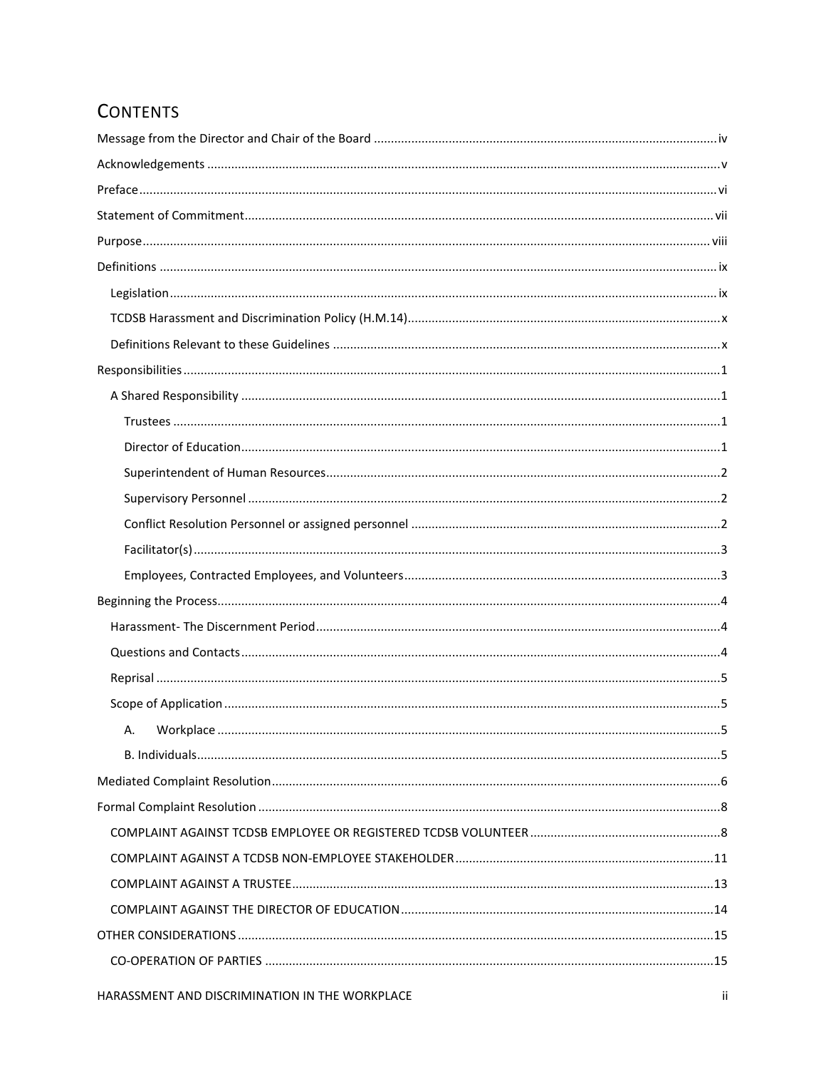## CONTENTS

- Message from the Director and Chair of the Board .... iv
- Acknowledgements .... v
- Preface .... vi
- Statement of Commitment .... vii
- Purpose .... viii
- Definitions .... ix
  - Legislation .... ix
  - TCDSB Harassment and Discrimination Policy (H.M.14) .... x
  - Definitions Relevant to these Guidelines .... x
- Responsibilities .... 1
  - A Shared Responsibility .... 1
    - Trustees .... 1
    - Director of Education .... 1
    - Superintendent of Human Resources .... 2
    - Supervisory Personnel .... 2
    - Conflict Resolution Personnel or assigned personnel .... 2
    - Facilitator(s) .... 3
    - Employees, Contracted Employees, and Volunteers .... 3
- Beginning the Process .... 4
  - Harassment- The Discernment Period .... 4
  - Questions and Contacts .... 4
  - Reprisal .... 5
  - Scope of Application .... 5
    - A. Workplace .... 5
    - B. Individuals .... 5
- Mediated Complaint Resolution .... 6
- Formal Complaint Resolution .... 8
  - COMPLAINT AGAINST TCDSB EMPLOYEE OR REGISTERED TCDSB VOLUNTEER .... 8
  - COMPLAINT AGAINST A TCDSB NON-EMPLOYEE STAKEHOLDER .... 11
  - COMPLAINT AGAINST A TRUSTEE .... 13
  - COMPLAINT AGAINST THE DIRECTOR OF EDUCATION .... 14
- OTHER CONSIDERATIONS .... 15
  - CO-OPERATION OF PARTIES .... 15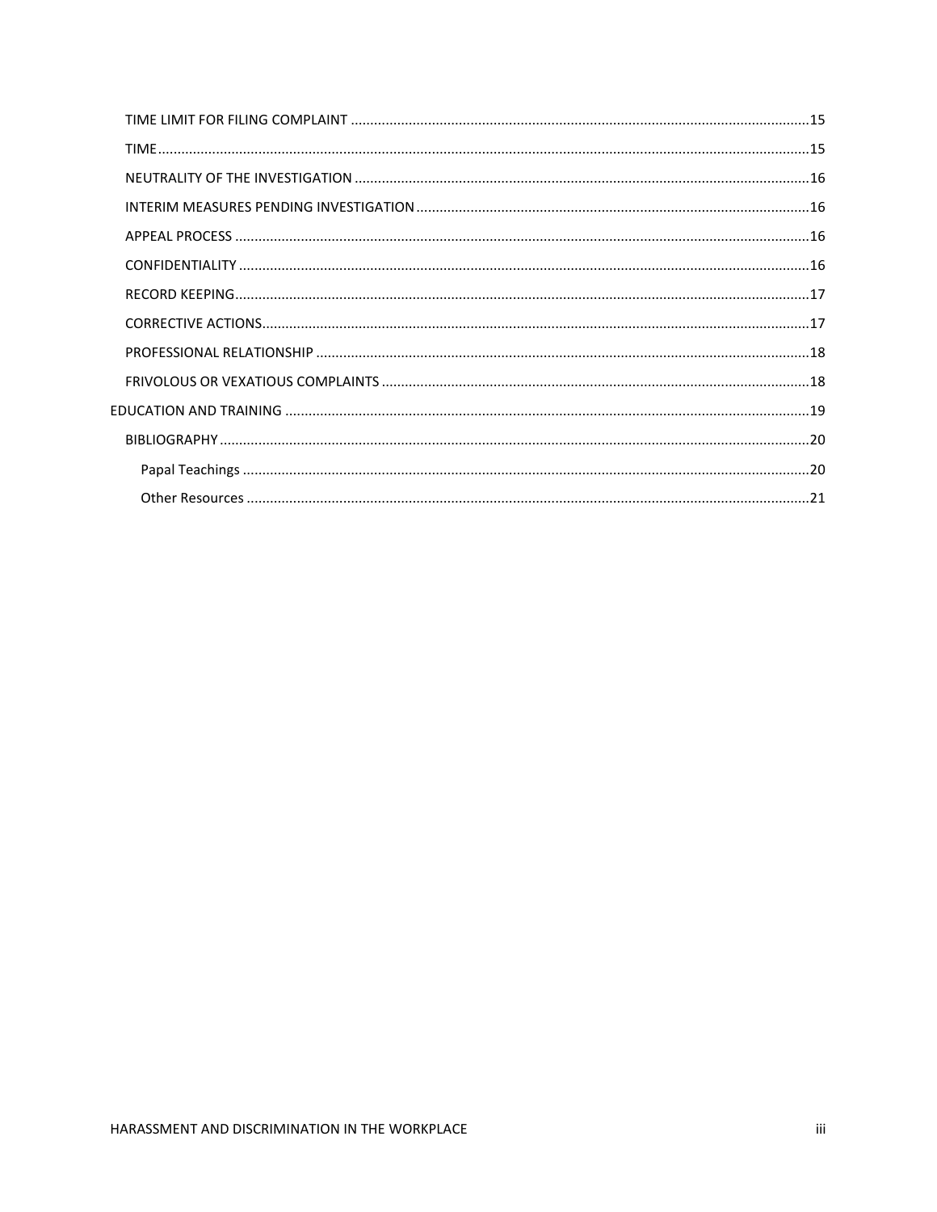- TIME LIMIT FOR FILING COMPLAINT ....................................................................................................................15
- TIME .....................................................................................................................................................................15
- NEUTRALITY OF THE INVESTIGATION ...............................................................................................................16
- INTERIM MEASURES PENDING INVESTIGATION ...............................................................................................16
- APPEAL PROCESS ..................................................................................................................................................16
- CONFIDENTIALITY .................................................................................................................................................16
- RECORD KEEPING ..................................................................................................................................................17
- CORRECTIVE ACTIONS ..........................................................................................................................................17
- PROFESSIONAL RELATIONSHIP .............................................................................................................................18
- FRIVOLOUS OR VEXATIOUS COMPLAINTS ............................................................................................................18

EDUCATION AND TRAINING .......................................................................................................................................19

- BIBLIOGRAPHY ........................................................................................................................................................20
  - Papal Teachings ................................................................................................................................................20
  - Other Resources ...............................................................................................................................................21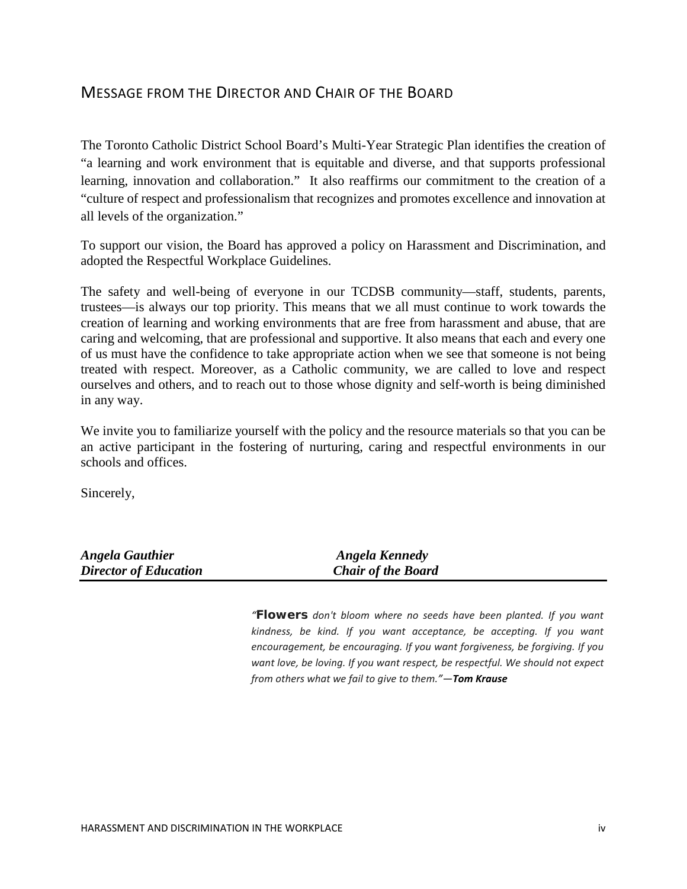## MESSAGE FROM THE DIRECTOR AND CHAIR OF THE BOARD

The Toronto Catholic District School Board's Multi-Year Strategic Plan identifies the creation of "a learning and work environment that is equitable and diverse, and that supports professional learning, innovation and collaboration." It also reaffirms our commitment to the creation of a "culture of respect and professionalism that recognizes and promotes excellence and innovation at all levels of the organization."

To support our vision, the Board has approved a policy on Harassment and Discrimination, and adopted the Respectful Workplace Guidelines.

The safety and well-being of everyone in our TCDSB community—staff, students, parents, trustees—is always our top priority. This means that we all must continue to work towards the creation of learning and working environments that are free from harassment and abuse, that are caring and welcoming, that are professional and supportive. It also means that each and every one of us must have the confidence to take appropriate action when we see that someone is not being treated with respect. Moreover, as a Catholic community, we are called to love and respect ourselves and others, and to reach out to those whose dignity and self-worth is being diminished in any way.

We invite you to familiarize yourself with the policy and the resource materials so that you can be an active participant in the fostering of nurturing, caring and respectful environments in our schools and offices.

Sincerely,

***Angela Gauthier***
***Director of Education***

***Angela Kennedy***
***Chair of the Board***

*"**Flowers** don't bloom where no seeds have been planted. If you want kindness, be kind. If you want acceptance, be accepting. If you want encouragement, be encouraging. If you want forgiveness, be forgiving. If you want love, be loving. If you want respect, be respectful. We should not expect from others what we fail to give to them."—**Tom Krause***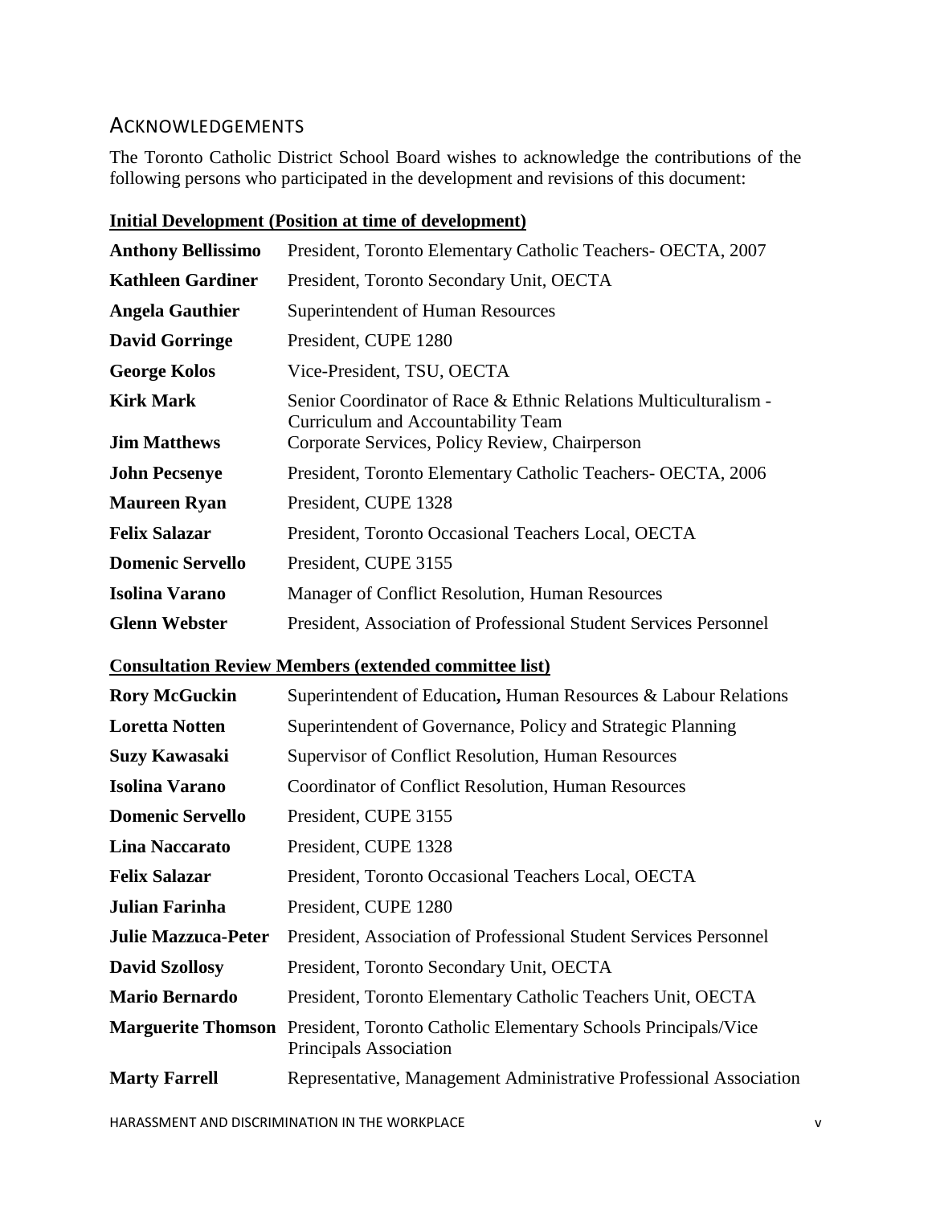## ACKNOWLEDGEMENTS

The Toronto Catholic District School Board wishes to acknowledge the contributions of the following persons who participated in the development and revisions of this document:

**Initial Development (Position at time of development)**

| | |
|---|---|
| **Anthony Bellissimo** | President, Toronto Elementary Catholic Teachers- OECTA, 2007 |
| **Kathleen Gardiner** | President, Toronto Secondary Unit, OECTA |
| **Angela Gauthier** | Superintendent of Human Resources |
| **David Gorringe** | President, CUPE 1280 |
| **George Kolos** | Vice-President, TSU, OECTA |
| **Kirk Mark** | Senior Coordinator of Race & Ethnic Relations Multiculturalism - Curriculum and Accountability Team |
| **Jim Matthews** | Corporate Services, Policy Review, Chairperson |
| **John Pecsenye** | President, Toronto Elementary Catholic Teachers- OECTA, 2006 |
| **Maureen Ryan** | President, CUPE 1328 |
| **Felix Salazar** | President, Toronto Occasional Teachers Local, OECTA |
| **Domenic Servello** | President, CUPE 3155 |
| **Isolina Varano** | Manager of Conflict Resolution, Human Resources |
| **Glenn Webster** | President, Association of Professional Student Services Personnel |

**Consultation Review Members (extended committee list)**

| | |
|---|---|
| **Rory McGuckin** | Superintendent of Education**,** Human Resources & Labour Relations |
| **Loretta Notten** | Superintendent of Governance, Policy and Strategic Planning |
| **Suzy Kawasaki** | Supervisor of Conflict Resolution, Human Resources |
| **Isolina Varano** | Coordinator of Conflict Resolution, Human Resources |
| **Domenic Servello** | President, CUPE 3155 |
| **Lina Naccarato** | President, CUPE 1328 |
| **Felix Salazar** | President, Toronto Occasional Teachers Local, OECTA |
| **Julian Farinha** | President, CUPE 1280 |
| **Julie Mazzuca-Peter** | President, Association of Professional Student Services Personnel |
| **David Szollosy** | President, Toronto Secondary Unit, OECTA |
| **Mario Bernardo** | President, Toronto Elementary Catholic Teachers Unit, OECTA |
| **Marguerite Thomson** | President, Toronto Catholic Elementary Schools Principals/Vice Principals Association |
| **Marty Farrell** | Representative, Management Administrative Professional Association |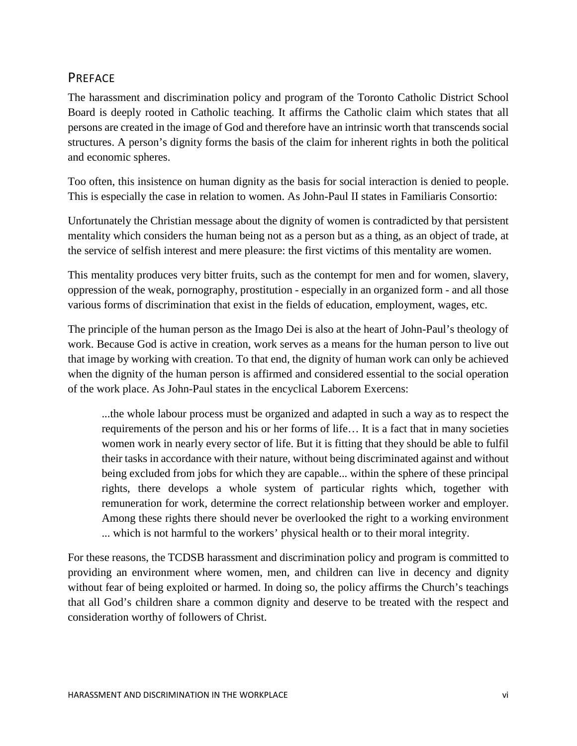## PREFACE

The harassment and discrimination policy and program of the Toronto Catholic District School Board is deeply rooted in Catholic teaching. It affirms the Catholic claim which states that all persons are created in the image of God and therefore have an intrinsic worth that transcends social structures. A person's dignity forms the basis of the claim for inherent rights in both the political and economic spheres.

Too often, this insistence on human dignity as the basis for social interaction is denied to people. This is especially the case in relation to women. As John-Paul II states in Familiaris Consortio:

Unfortunately the Christian message about the dignity of women is contradicted by that persistent mentality which considers the human being not as a person but as a thing, as an object of trade, at the service of selfish interest and mere pleasure: the first victims of this mentality are women.

This mentality produces very bitter fruits, such as the contempt for men and for women, slavery, oppression of the weak, pornography, prostitution - especially in an organized form - and all those various forms of discrimination that exist in the fields of education, employment, wages, etc.

The principle of the human person as the Imago Dei is also at the heart of John-Paul's theology of work. Because God is active in creation, work serves as a means for the human person to live out that image by working with creation. To that end, the dignity of human work can only be achieved when the dignity of the human person is affirmed and considered essential to the social operation of the work place. As John-Paul states in the encyclical Laborem Exercens:

> ...the whole labour process must be organized and adapted in such a way as to respect the requirements of the person and his or her forms of life… It is a fact that in many societies women work in nearly every sector of life. But it is fitting that they should be able to fulfil their tasks in accordance with their nature, without being discriminated against and without being excluded from jobs for which they are capable... within the sphere of these principal rights, there develops a whole system of particular rights which, together with remuneration for work, determine the correct relationship between worker and employer. Among these rights there should never be overlooked the right to a working environment ... which is not harmful to the workers' physical health or to their moral integrity.

For these reasons, the TCDSB harassment and discrimination policy and program is committed to providing an environment where women, men, and children can live in decency and dignity without fear of being exploited or harmed. In doing so, the policy affirms the Church's teachings that all God's children share a common dignity and deserve to be treated with the respect and consideration worthy of followers of Christ.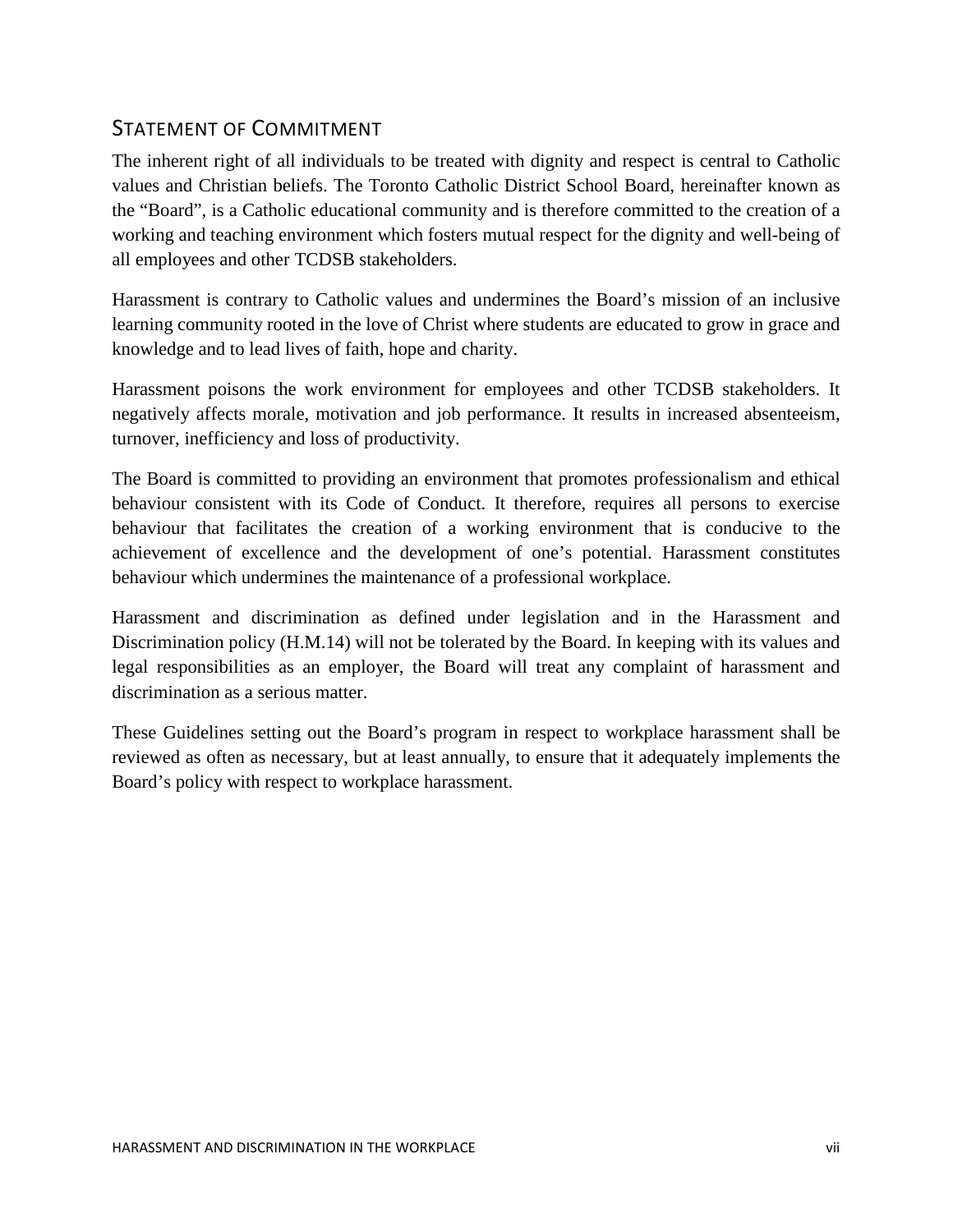## STATEMENT OF COMMITMENT

The inherent right of all individuals to be treated with dignity and respect is central to Catholic values and Christian beliefs. The Toronto Catholic District School Board, hereinafter known as the "Board", is a Catholic educational community and is therefore committed to the creation of a working and teaching environment which fosters mutual respect for the dignity and well-being of all employees and other TCDSB stakeholders.

Harassment is contrary to Catholic values and undermines the Board's mission of an inclusive learning community rooted in the love of Christ where students are educated to grow in grace and knowledge and to lead lives of faith, hope and charity.

Harassment poisons the work environment for employees and other TCDSB stakeholders. It negatively affects morale, motivation and job performance. It results in increased absenteeism, turnover, inefficiency and loss of productivity.

The Board is committed to providing an environment that promotes professionalism and ethical behaviour consistent with its Code of Conduct. It therefore, requires all persons to exercise behaviour that facilitates the creation of a working environment that is conducive to the achievement of excellence and the development of one's potential. Harassment constitutes behaviour which undermines the maintenance of a professional workplace.

Harassment and discrimination as defined under legislation and in the Harassment and Discrimination policy (H.M.14) will not be tolerated by the Board. In keeping with its values and legal responsibilities as an employer, the Board will treat any complaint of harassment and discrimination as a serious matter.

These Guidelines setting out the Board's program in respect to workplace harassment shall be reviewed as often as necessary, but at least annually, to ensure that it adequately implements the Board's policy with respect to workplace harassment.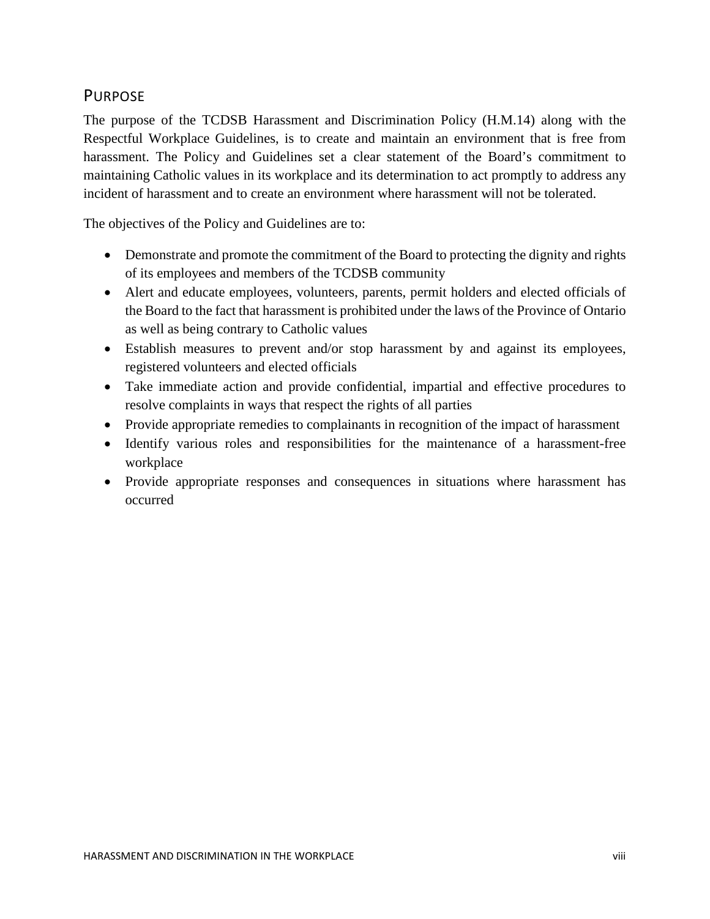## Purpose

The purpose of the TCDSB Harassment and Discrimination Policy (H.M.14) along with the Respectful Workplace Guidelines, is to create and maintain an environment that is free from harassment. The Policy and Guidelines set a clear statement of the Board's commitment to maintaining Catholic values in its workplace and its determination to act promptly to address any incident of harassment and to create an environment where harassment will not be tolerated.

The objectives of the Policy and Guidelines are to:

- Demonstrate and promote the commitment of the Board to protecting the dignity and rights of its employees and members of the TCDSB community
- Alert and educate employees, volunteers, parents, permit holders and elected officials of the Board to the fact that harassment is prohibited under the laws of the Province of Ontario as well as being contrary to Catholic values
- Establish measures to prevent and/or stop harassment by and against its employees, registered volunteers and elected officials
- Take immediate action and provide confidential, impartial and effective procedures to resolve complaints in ways that respect the rights of all parties
- Provide appropriate remedies to complainants in recognition of the impact of harassment
- Identify various roles and responsibilities for the maintenance of a harassment-free workplace
- Provide appropriate responses and consequences in situations where harassment has occurred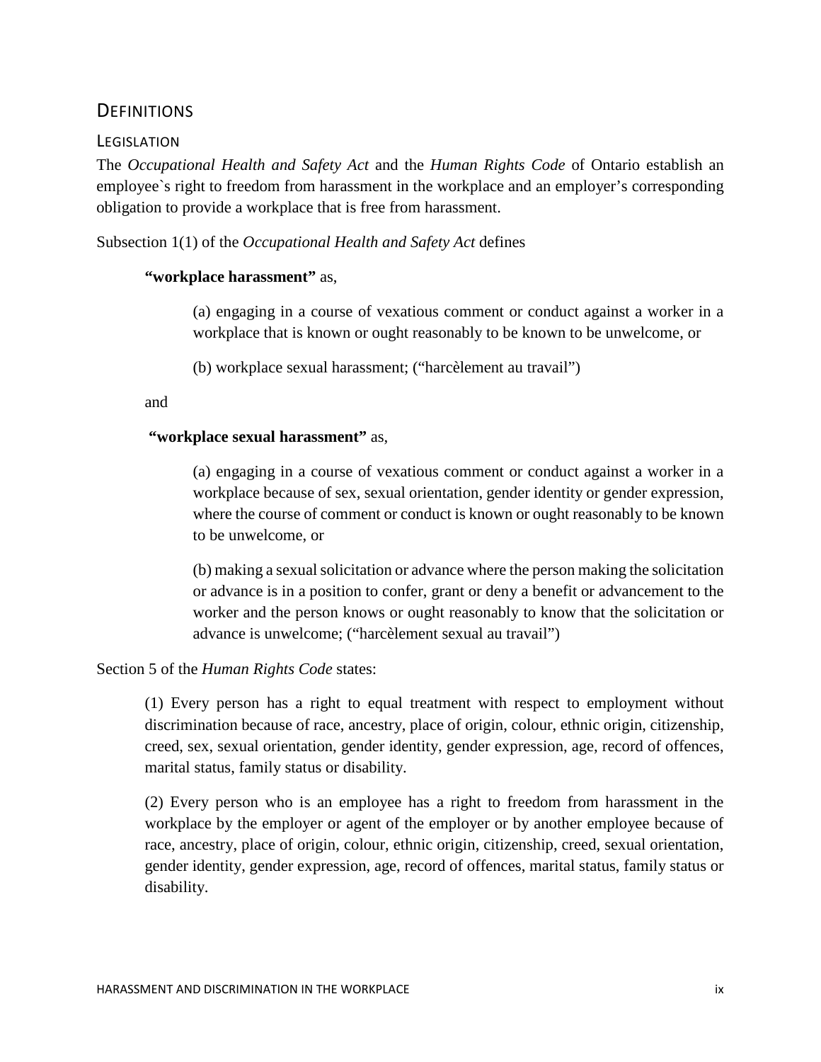## Definitions

### Legislation

The *Occupational Health and Safety Act* and the *Human Rights Code* of Ontario establish an employee`s right to freedom from harassment in the workplace and an employer's corresponding obligation to provide a workplace that is free from harassment.

Subsection 1(1) of the *Occupational Health and Safety Act* defines

> **"workplace harassment"** as,
>
> > (a) engaging in a course of vexatious comment or conduct against a worker in a workplace that is known or ought reasonably to be known to be unwelcome, or
> >
> > (b) workplace sexual harassment; ("harcèlement au travail")
>
> and
>
> **"workplace sexual harassment"** as,
>
> > (a) engaging in a course of vexatious comment or conduct against a worker in a workplace because of sex, sexual orientation, gender identity or gender expression, where the course of comment or conduct is known or ought reasonably to be known to be unwelcome, or
> >
> > (b) making a sexual solicitation or advance where the person making the solicitation or advance is in a position to confer, grant or deny a benefit or advancement to the worker and the person knows or ought reasonably to know that the solicitation or advance is unwelcome; ("harcèlement sexual au travail")

Section 5 of the *Human Rights Code* states:

> (1) Every person has a right to equal treatment with respect to employment without discrimination because of race, ancestry, place of origin, colour, ethnic origin, citizenship, creed, sex, sexual orientation, gender identity, gender expression, age, record of offences, marital status, family status or disability.
>
> (2) Every person who is an employee has a right to freedom from harassment in the workplace by the employer or agent of the employer or by another employee because of race, ancestry, place of origin, colour, ethnic origin, citizenship, creed, sexual orientation, gender identity, gender expression, age, record of offences, marital status, family status or disability.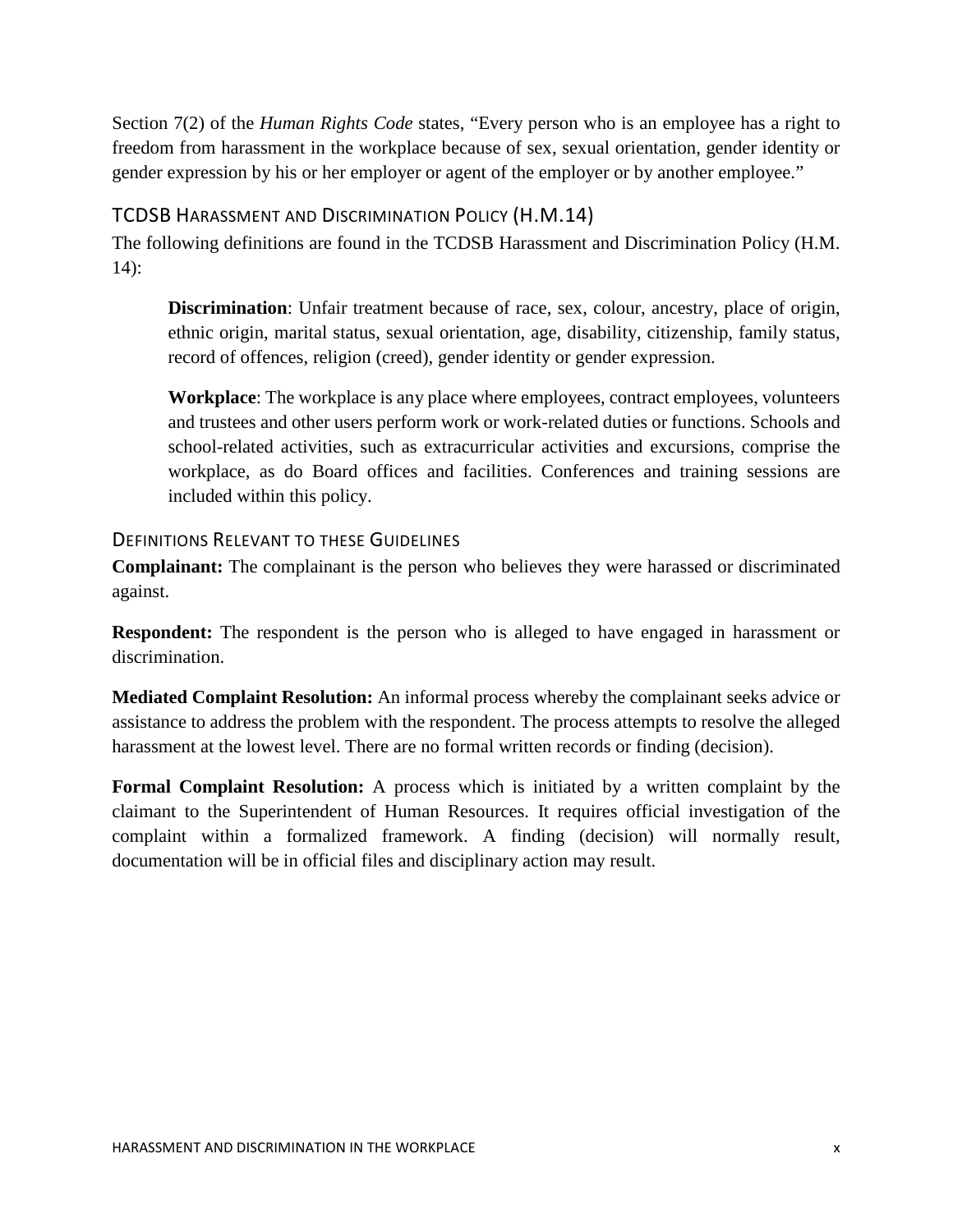Section 7(2) of the *Human Rights Code* states, "Every person who is an employee has a right to freedom from harassment in the workplace because of sex, sexual orientation, gender identity or gender expression by his or her employer or agent of the employer or by another employee."

## TCDSB Harassment and Discrimination Policy (H.M.14)

The following definitions are found in the TCDSB Harassment and Discrimination Policy (H.M. 14):

> **Discrimination**: Unfair treatment because of race, sex, colour, ancestry, place of origin, ethnic origin, marital status, sexual orientation, age, disability, citizenship, family status, record of offences, religion (creed), gender identity or gender expression.
>
> **Workplace**: The workplace is any place where employees, contract employees, volunteers and trustees and other users perform work or work-related duties or functions. Schools and school-related activities, such as extracurricular activities and excursions, comprise the workplace, as do Board offices and facilities. Conferences and training sessions are included within this policy.

### Definitions Relevant to these Guidelines

**Complainant:** The complainant is the person who believes they were harassed or discriminated against.

**Respondent:** The respondent is the person who is alleged to have engaged in harassment or discrimination.

**Mediated Complaint Resolution:** An informal process whereby the complainant seeks advice or assistance to address the problem with the respondent. The process attempts to resolve the alleged harassment at the lowest level. There are no formal written records or finding (decision).

**Formal Complaint Resolution:** A process which is initiated by a written complaint by the claimant to the Superintendent of Human Resources. It requires official investigation of the complaint within a formalized framework. A finding (decision) will normally result, documentation will be in official files and disciplinary action may result.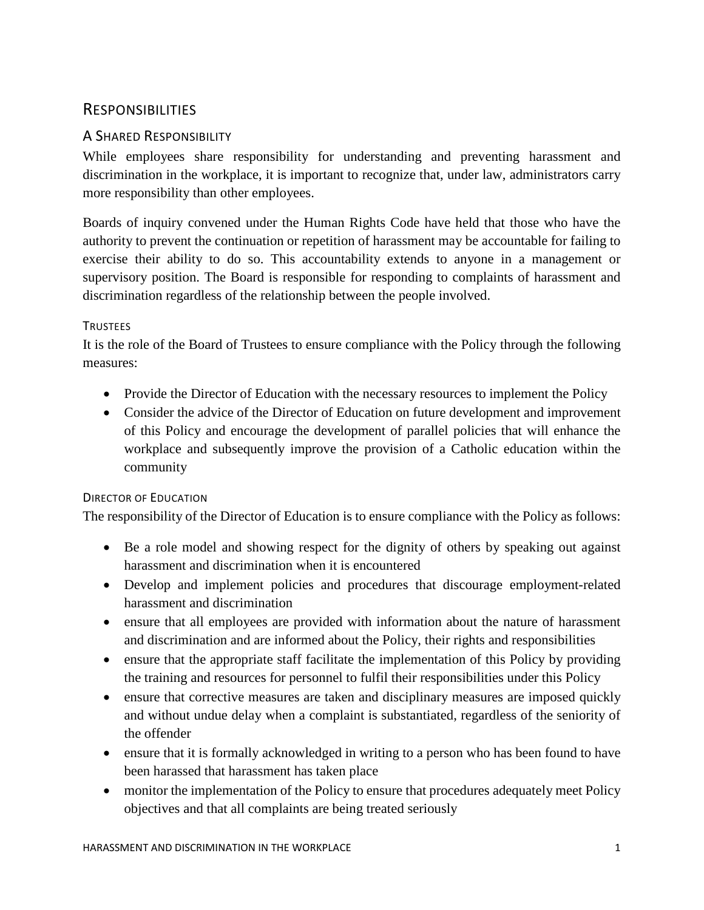## Responsibilities

### A Shared Responsibility

While employees share responsibility for understanding and preventing harassment and discrimination in the workplace, it is important to recognize that, under law, administrators carry more responsibility than other employees.

Boards of inquiry convened under the Human Rights Code have held that those who have the authority to prevent the continuation or repetition of harassment may be accountable for failing to exercise their ability to do so. This accountability extends to anyone in a management or supervisory position. The Board is responsible for responding to complaints of harassment and discrimination regardless of the relationship between the people involved.

#### Trustees

It is the role of the Board of Trustees to ensure compliance with the Policy through the following measures:

- Provide the Director of Education with the necessary resources to implement the Policy
- Consider the advice of the Director of Education on future development and improvement of this Policy and encourage the development of parallel policies that will enhance the workplace and subsequently improve the provision of a Catholic education within the community

#### Director of Education

The responsibility of the Director of Education is to ensure compliance with the Policy as follows:

- Be a role model and showing respect for the dignity of others by speaking out against harassment and discrimination when it is encountered
- Develop and implement policies and procedures that discourage employment-related harassment and discrimination
- ensure that all employees are provided with information about the nature of harassment and discrimination and are informed about the Policy, their rights and responsibilities
- ensure that the appropriate staff facilitate the implementation of this Policy by providing the training and resources for personnel to fulfil their responsibilities under this Policy
- ensure that corrective measures are taken and disciplinary measures are imposed quickly and without undue delay when a complaint is substantiated, regardless of the seniority of the offender
- ensure that it is formally acknowledged in writing to a person who has been found to have been harassed that harassment has taken place
- monitor the implementation of the Policy to ensure that procedures adequately meet Policy objectives and that all complaints are being treated seriously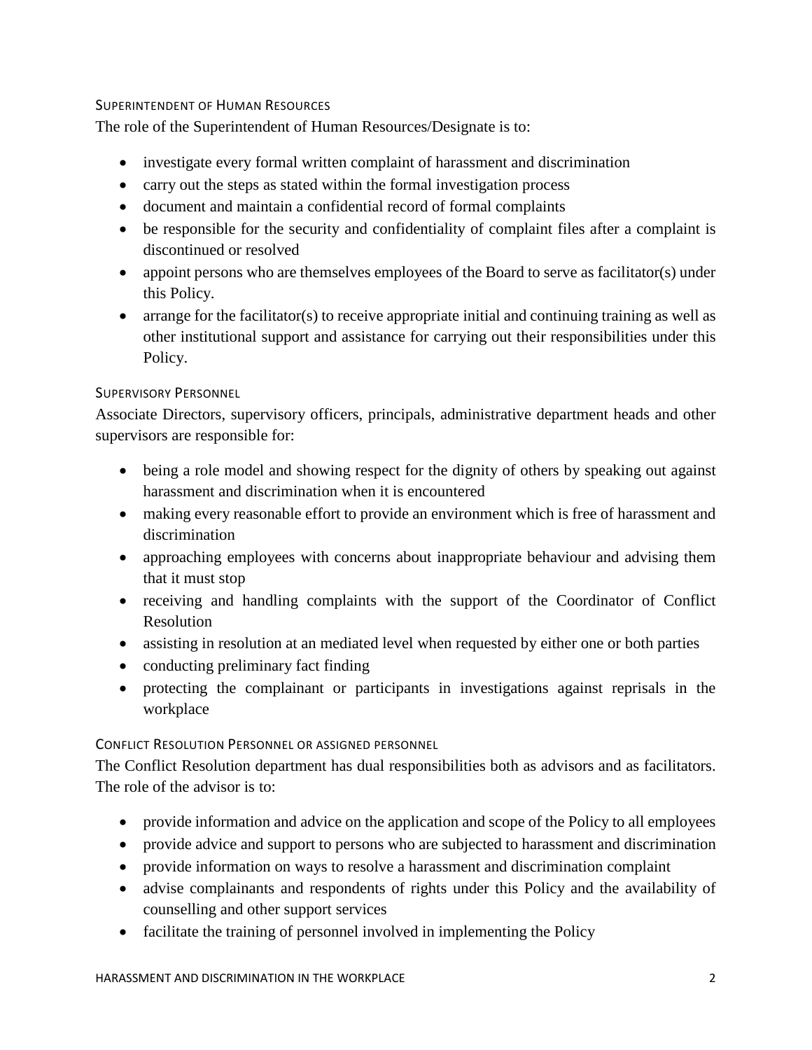### Superintendent of Human Resources

The role of the Superintendent of Human Resources/Designate is to:

- investigate every formal written complaint of harassment and discrimination
- carry out the steps as stated within the formal investigation process
- document and maintain a confidential record of formal complaints
- be responsible for the security and confidentiality of complaint files after a complaint is discontinued or resolved
- appoint persons who are themselves employees of the Board to serve as facilitator(s) under this Policy.
- arrange for the facilitator(s) to receive appropriate initial and continuing training as well as other institutional support and assistance for carrying out their responsibilities under this Policy.

### Supervisory Personnel

Associate Directors, supervisory officers, principals, administrative department heads and other supervisors are responsible for:

- being a role model and showing respect for the dignity of others by speaking out against harassment and discrimination when it is encountered
- making every reasonable effort to provide an environment which is free of harassment and discrimination
- approaching employees with concerns about inappropriate behaviour and advising them that it must stop
- receiving and handling complaints with the support of the Coordinator of Conflict Resolution
- assisting in resolution at an mediated level when requested by either one or both parties
- conducting preliminary fact finding
- protecting the complainant or participants in investigations against reprisals in the workplace

### Conflict Resolution Personnel or assigned personnel

The Conflict Resolution department has dual responsibilities both as advisors and as facilitators. The role of the advisor is to:

- provide information and advice on the application and scope of the Policy to all employees
- provide advice and support to persons who are subjected to harassment and discrimination
- provide information on ways to resolve a harassment and discrimination complaint
- advise complainants and respondents of rights under this Policy and the availability of counselling and other support services
- facilitate the training of personnel involved in implementing the Policy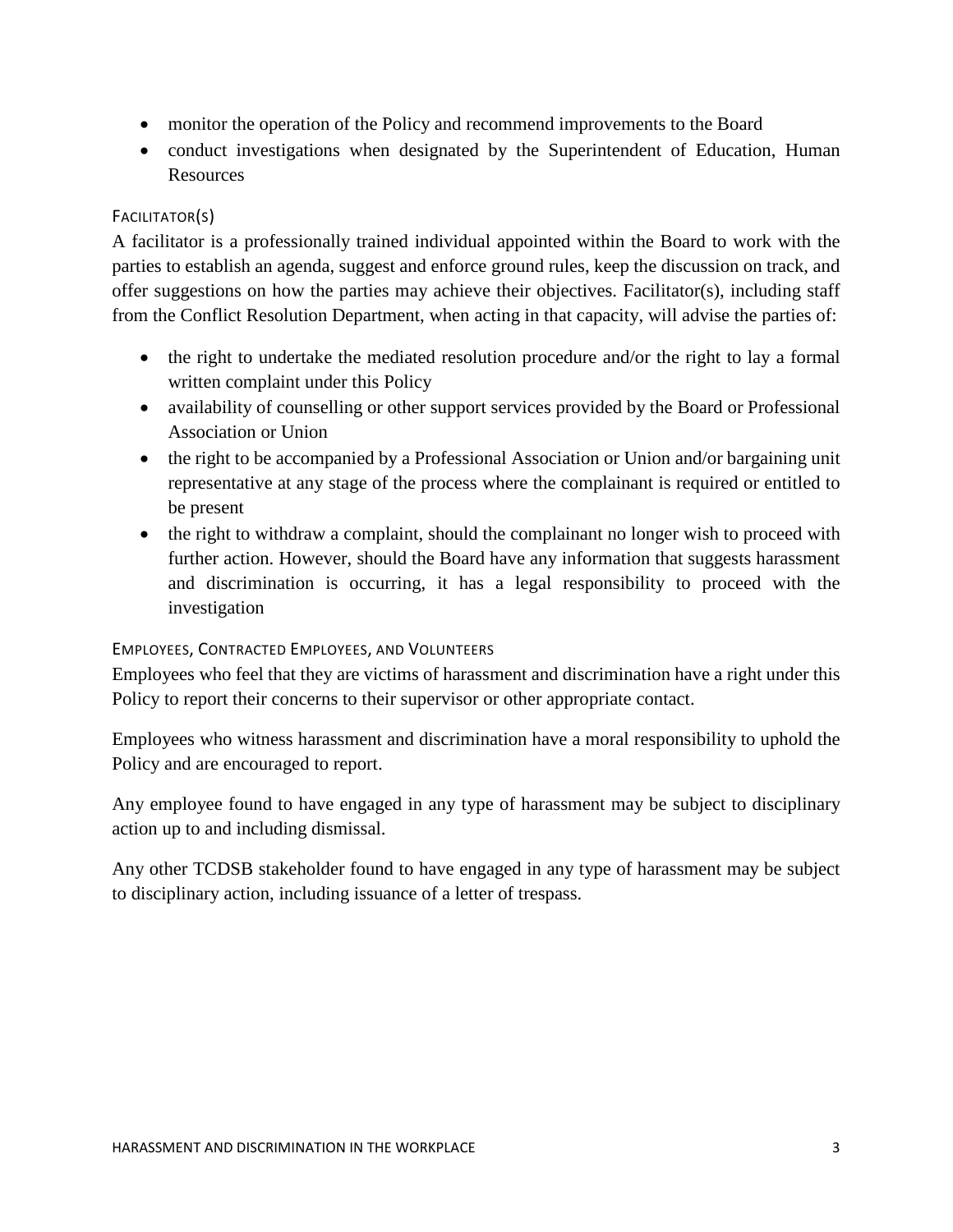- monitor the operation of the Policy and recommend improvements to the Board
- conduct investigations when designated by the Superintendent of Education, Human Resources

### Facilitator(s)

A facilitator is a professionally trained individual appointed within the Board to work with the parties to establish an agenda, suggest and enforce ground rules, keep the discussion on track, and offer suggestions on how the parties may achieve their objectives. Facilitator(s), including staff from the Conflict Resolution Department, when acting in that capacity, will advise the parties of:

- the right to undertake the mediated resolution procedure and/or the right to lay a formal written complaint under this Policy
- availability of counselling or other support services provided by the Board or Professional Association or Union
- the right to be accompanied by a Professional Association or Union and/or bargaining unit representative at any stage of the process where the complainant is required or entitled to be present
- the right to withdraw a complaint, should the complainant no longer wish to proceed with further action. However, should the Board have any information that suggests harassment and discrimination is occurring, it has a legal responsibility to proceed with the investigation

### Employees, Contracted Employees, and Volunteers

Employees who feel that they are victims of harassment and discrimination have a right under this Policy to report their concerns to their supervisor or other appropriate contact.

Employees who witness harassment and discrimination have a moral responsibility to uphold the Policy and are encouraged to report.

Any employee found to have engaged in any type of harassment may be subject to disciplinary action up to and including dismissal.

Any other TCDSB stakeholder found to have engaged in any type of harassment may be subject to disciplinary action, including issuance of a letter of trespass.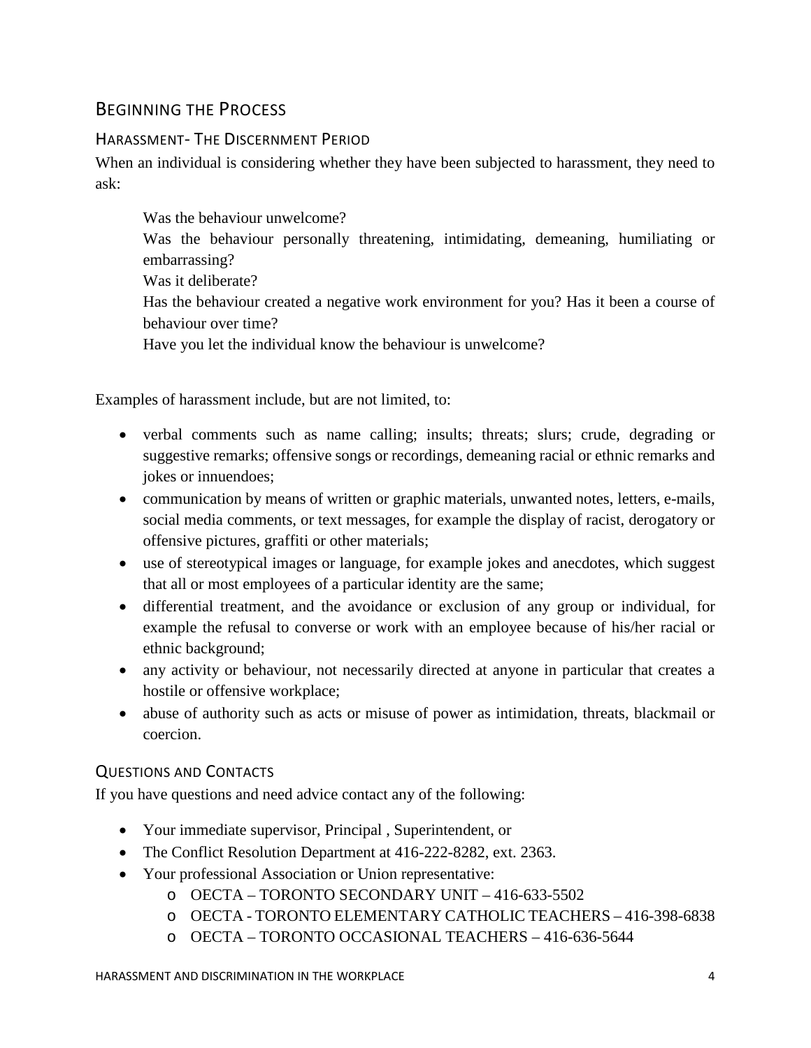## Beginning the Process

### Harassment- The Discernment Period

When an individual is considering whether they have been subjected to harassment, they need to ask:

Was the behaviour unwelcome?

Was the behaviour personally threatening, intimidating, demeaning, humiliating or embarrassing?

Was it deliberate?

Has the behaviour created a negative work environment for you? Has it been a course of behaviour over time?

Have you let the individual know the behaviour is unwelcome?

Examples of harassment include, but are not limited, to:

- verbal comments such as name calling; insults; threats; slurs; crude, degrading or suggestive remarks; offensive songs or recordings, demeaning racial or ethnic remarks and jokes or innuendoes;
- communication by means of written or graphic materials, unwanted notes, letters, e-mails, social media comments, or text messages, for example the display of racist, derogatory or offensive pictures, graffiti or other materials;
- use of stereotypical images or language, for example jokes and anecdotes, which suggest that all or most employees of a particular identity are the same;
- differential treatment, and the avoidance or exclusion of any group or individual, for example the refusal to converse or work with an employee because of his/her racial or ethnic background;
- any activity or behaviour, not necessarily directed at anyone in particular that creates a hostile or offensive workplace;
- abuse of authority such as acts or misuse of power as intimidation, threats, blackmail or coercion.

### Questions and Contacts

If you have questions and need advice contact any of the following:

- Your immediate supervisor, Principal , Superintendent, or
- The Conflict Resolution Department at 416-222-8282, ext. 2363.
- Your professional Association or Union representative:
    - OECTA – TORONTO SECONDARY UNIT – 416-633-5502
    - OECTA - TORONTO ELEMENTARY CATHOLIC TEACHERS – 416-398-6838
    - OECTA – TORONTO OCCASIONAL TEACHERS – 416-636-5644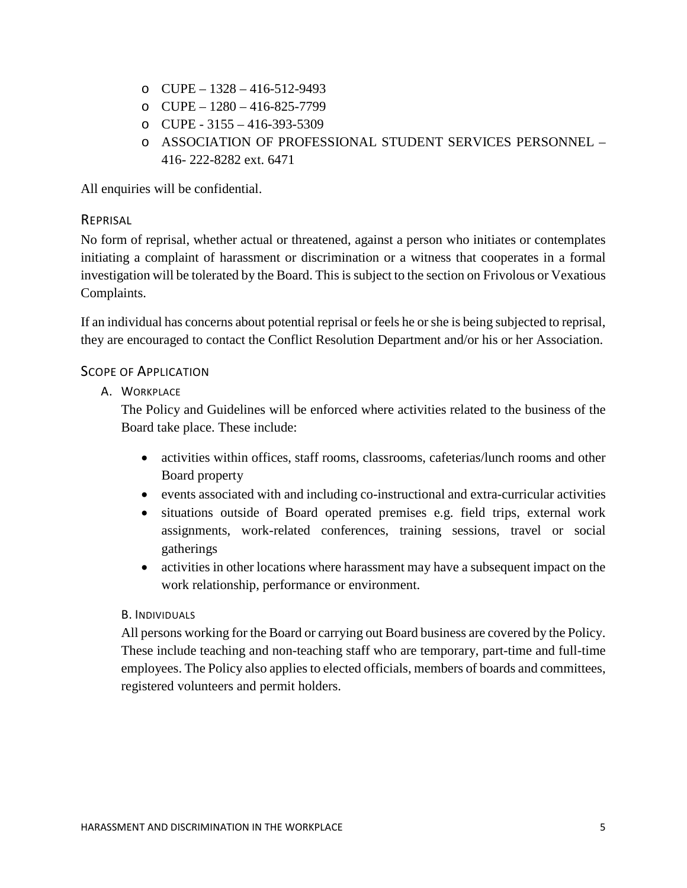- CUPE – 1328 – 416-512-9493
- CUPE – 1280 – 416-825-7799
- CUPE - 3155 – 416-393-5309
- ASSOCIATION OF PROFESSIONAL STUDENT SERVICES PERSONNEL – 416- 222-8282 ext. 6471

All enquiries will be confidential.

## Reprisal

No form of reprisal, whether actual or threatened, against a person who initiates or contemplates initiating a complaint of harassment or discrimination or a witness that cooperates in a formal investigation will be tolerated by the Board. This is subject to the section on Frivolous or Vexatious Complaints.

If an individual has concerns about potential reprisal or feels he or she is being subjected to reprisal, they are encouraged to contact the Conflict Resolution Department and/or his or her Association.

## Scope of Application

### A. Workplace

The Policy and Guidelines will be enforced where activities related to the business of the Board take place. These include:

- activities within offices, staff rooms, classrooms, cafeterias/lunch rooms and other Board property
- events associated with and including co-instructional and extra-curricular activities
- situations outside of Board operated premises e.g. field trips, external work assignments, work-related conferences, training sessions, travel or social gatherings
- activities in other locations where harassment may have a subsequent impact on the work relationship, performance or environment.

### B. Individuals

All persons working for the Board or carrying out Board business are covered by the Policy. These include teaching and non-teaching staff who are temporary, part-time and full-time employees. The Policy also applies to elected officials, members of boards and committees, registered volunteers and permit holders.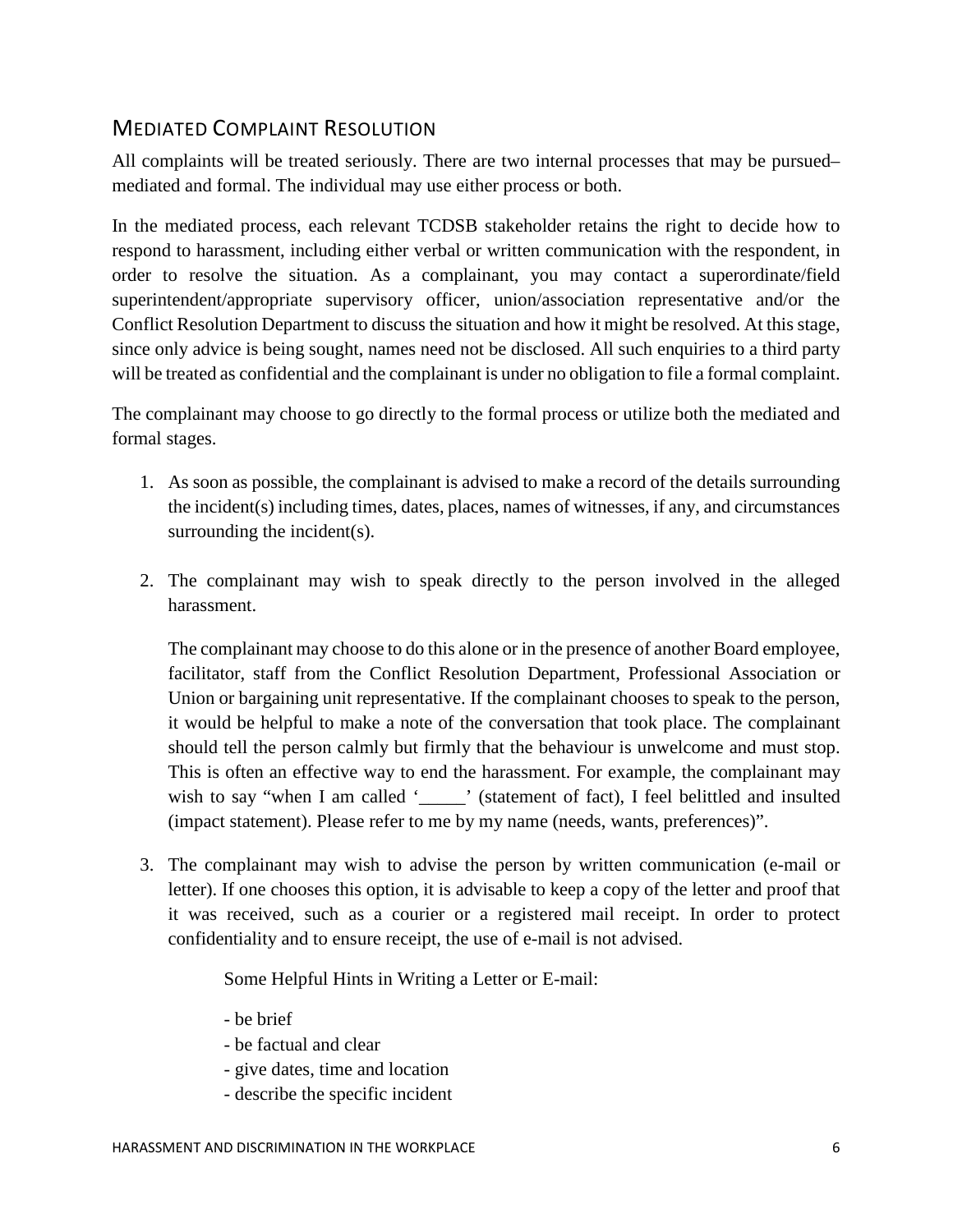## MEDIATED COMPLAINT RESOLUTION

All complaints will be treated seriously. There are two internal processes that may be pursued– mediated and formal. The individual may use either process or both.

In the mediated process, each relevant TCDSB stakeholder retains the right to decide how to respond to harassment, including either verbal or written communication with the respondent, in order to resolve the situation. As a complainant, you may contact a superordinate/field superintendent/appropriate supervisory officer, union/association representative and/or the Conflict Resolution Department to discuss the situation and how it might be resolved. At this stage, since only advice is being sought, names need not be disclosed. All such enquiries to a third party will be treated as confidential and the complainant is under no obligation to file a formal complaint.

The complainant may choose to go directly to the formal process or utilize both the mediated and formal stages.

1. As soon as possible, the complainant is advised to make a record of the details surrounding the incident(s) including times, dates, places, names of witnesses, if any, and circumstances surrounding the incident(s).

2. The complainant may wish to speak directly to the person involved in the alleged harassment.

   The complainant may choose to do this alone or in the presence of another Board employee, facilitator, staff from the Conflict Resolution Department, Professional Association or Union or bargaining unit representative. If the complainant chooses to speak to the person, it would be helpful to make a note of the conversation that took place. The complainant should tell the person calmly but firmly that the behaviour is unwelcome and must stop. This is often an effective way to end the harassment. For example, the complainant may wish to say "when I am called '_____' (statement of fact), I feel belittled and insulted (impact statement). Please refer to me by my name (needs, wants, preferences)".

3. The complainant may wish to advise the person by written communication (e-mail or letter). If one chooses this option, it is advisable to keep a copy of the letter and proof that it was received, such as a courier or a registered mail receipt. In order to protect confidentiality and to ensure receipt, the use of e-mail is not advised.

   Some Helpful Hints in Writing a Letter or E-mail:

   - be brief
   - be factual and clear
   - give dates, time and location
   - describe the specific incident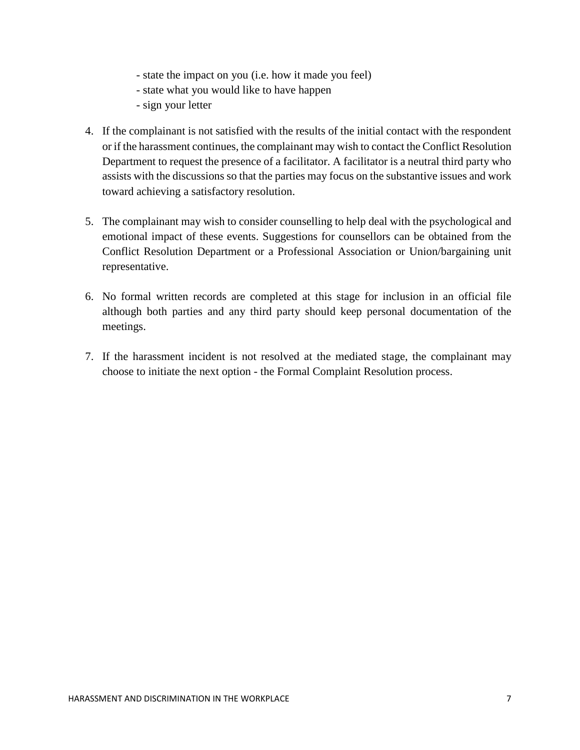- state the impact on you (i.e. how it made you feel)
- state what you would like to have happen
- sign your letter

4. If the complainant is not satisfied with the results of the initial contact with the respondent or if the harassment continues, the complainant may wish to contact the Conflict Resolution Department to request the presence of a facilitator. A facilitator is a neutral third party who assists with the discussions so that the parties may focus on the substantive issues and work toward achieving a satisfactory resolution.

5. The complainant may wish to consider counselling to help deal with the psychological and emotional impact of these events. Suggestions for counsellors can be obtained from the Conflict Resolution Department or a Professional Association or Union/bargaining unit representative.

6. No formal written records are completed at this stage for inclusion in an official file although both parties and any third party should keep personal documentation of the meetings.

7. If the harassment incident is not resolved at the mediated stage, the complainant may choose to initiate the next option - the Formal Complaint Resolution process.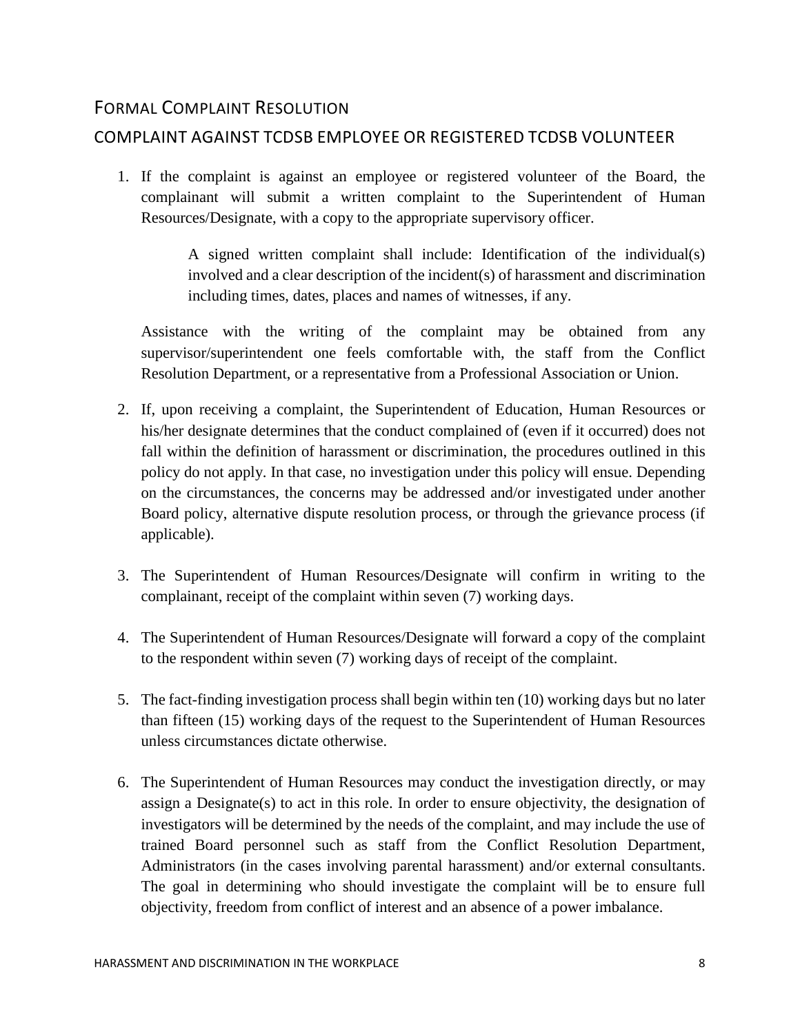## Formal Complaint Resolution

### COMPLAINT AGAINST TCDSB EMPLOYEE OR REGISTERED TCDSB VOLUNTEER

1. If the complaint is against an employee or registered volunteer of the Board, the complainant will submit a written complaint to the Superintendent of Human Resources/Designate, with a copy to the appropriate supervisory officer.

   > A signed written complaint shall include: Identification of the individual(s) involved and a clear description of the incident(s) of harassment and discrimination including times, dates, places and names of witnesses, if any.

   Assistance with the writing of the complaint may be obtained from any supervisor/superintendent one feels comfortable with, the staff from the Conflict Resolution Department, or a representative from a Professional Association or Union.

2. If, upon receiving a complaint, the Superintendent of Education, Human Resources or his/her designate determines that the conduct complained of (even if it occurred) does not fall within the definition of harassment or discrimination, the procedures outlined in this policy do not apply. In that case, no investigation under this policy will ensue. Depending on the circumstances, the concerns may be addressed and/or investigated under another Board policy, alternative dispute resolution process, or through the grievance process (if applicable).

3. The Superintendent of Human Resources/Designate will confirm in writing to the complainant, receipt of the complaint within seven (7) working days.

4. The Superintendent of Human Resources/Designate will forward a copy of the complaint to the respondent within seven (7) working days of receipt of the complaint.

5. The fact-finding investigation process shall begin within ten (10) working days but no later than fifteen (15) working days of the request to the Superintendent of Human Resources unless circumstances dictate otherwise.

6. The Superintendent of Human Resources may conduct the investigation directly, or may assign a Designate(s) to act in this role. In order to ensure objectivity, the designation of investigators will be determined by the needs of the complaint, and may include the use of trained Board personnel such as staff from the Conflict Resolution Department, Administrators (in the cases involving parental harassment) and/or external consultants. The goal in determining who should investigate the complaint will be to ensure full objectivity, freedom from conflict of interest and an absence of a power imbalance.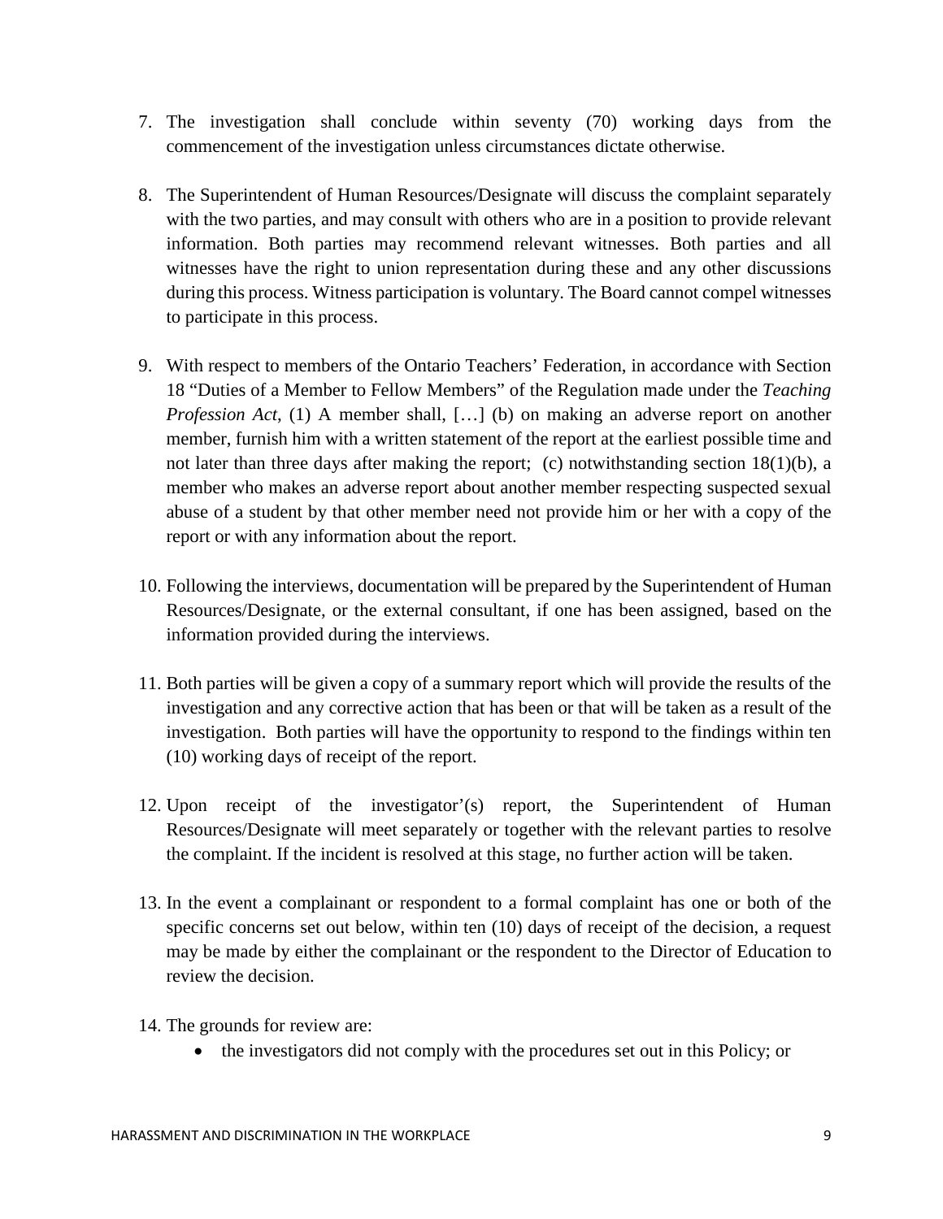7. The investigation shall conclude within seventy (70) working days from the commencement of the investigation unless circumstances dictate otherwise.

8. The Superintendent of Human Resources/Designate will discuss the complaint separately with the two parties, and may consult with others who are in a position to provide relevant information. Both parties may recommend relevant witnesses. Both parties and all witnesses have the right to union representation during these and any other discussions during this process. Witness participation is voluntary. The Board cannot compel witnesses to participate in this process.

9. With respect to members of the Ontario Teachers' Federation, in accordance with Section 18 "Duties of a Member to Fellow Members" of the Regulation made under the *Teaching Profession Act*, (1) A member shall, […] (b) on making an adverse report on another member, furnish him with a written statement of the report at the earliest possible time and not later than three days after making the report; (c) notwithstanding section 18(1)(b), a member who makes an adverse report about another member respecting suspected sexual abuse of a student by that other member need not provide him or her with a copy of the report or with any information about the report.

10. Following the interviews, documentation will be prepared by the Superintendent of Human Resources/Designate, or the external consultant, if one has been assigned, based on the information provided during the interviews.

11. Both parties will be given a copy of a summary report which will provide the results of the investigation and any corrective action that has been or that will be taken as a result of the investigation. Both parties will have the opportunity to respond to the findings within ten (10) working days of receipt of the report.

12. Upon receipt of the investigator'(s) report, the Superintendent of Human Resources/Designate will meet separately or together with the relevant parties to resolve the complaint. If the incident is resolved at this stage, no further action will be taken.

13. In the event a complainant or respondent to a formal complaint has one or both of the specific concerns set out below, within ten (10) days of receipt of the decision, a request may be made by either the complainant or the respondent to the Director of Education to review the decision.

14. The grounds for review are:
    - the investigators did not comply with the procedures set out in this Policy; or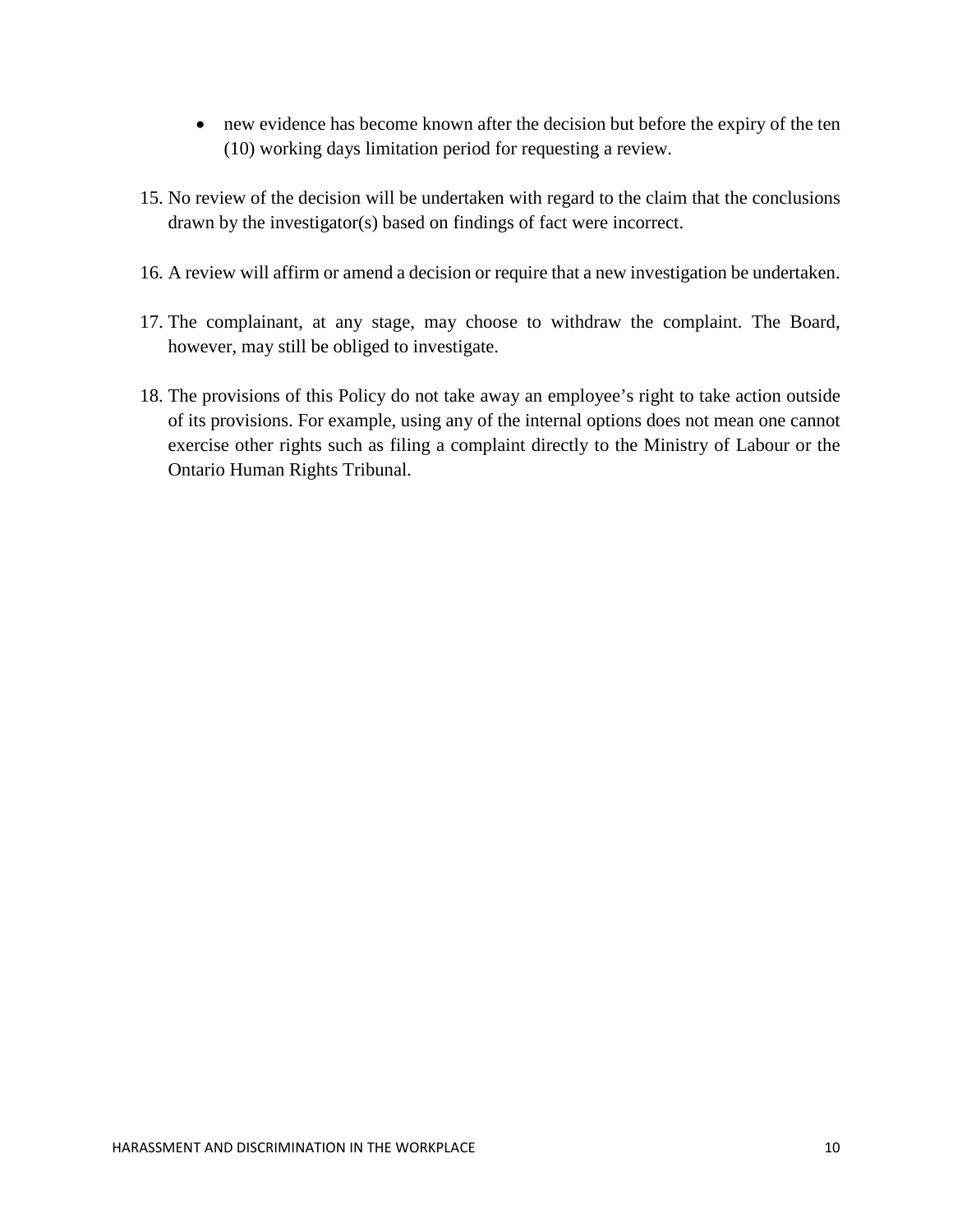- new evidence has become known after the decision but before the expiry of the ten (10) working days limitation period for requesting a review.

15. No review of the decision will be undertaken with regard to the claim that the conclusions drawn by the investigator(s) based on findings of fact were incorrect.

16. A review will affirm or amend a decision or require that a new investigation be undertaken.

17. The complainant, at any stage, may choose to withdraw the complaint. The Board, however, may still be obliged to investigate.

18. The provisions of this Policy do not take away an employee's right to take action outside of its provisions. For example, using any of the internal options does not mean one cannot exercise other rights such as filing a complaint directly to the Ministry of Labour or the Ontario Human Rights Tribunal.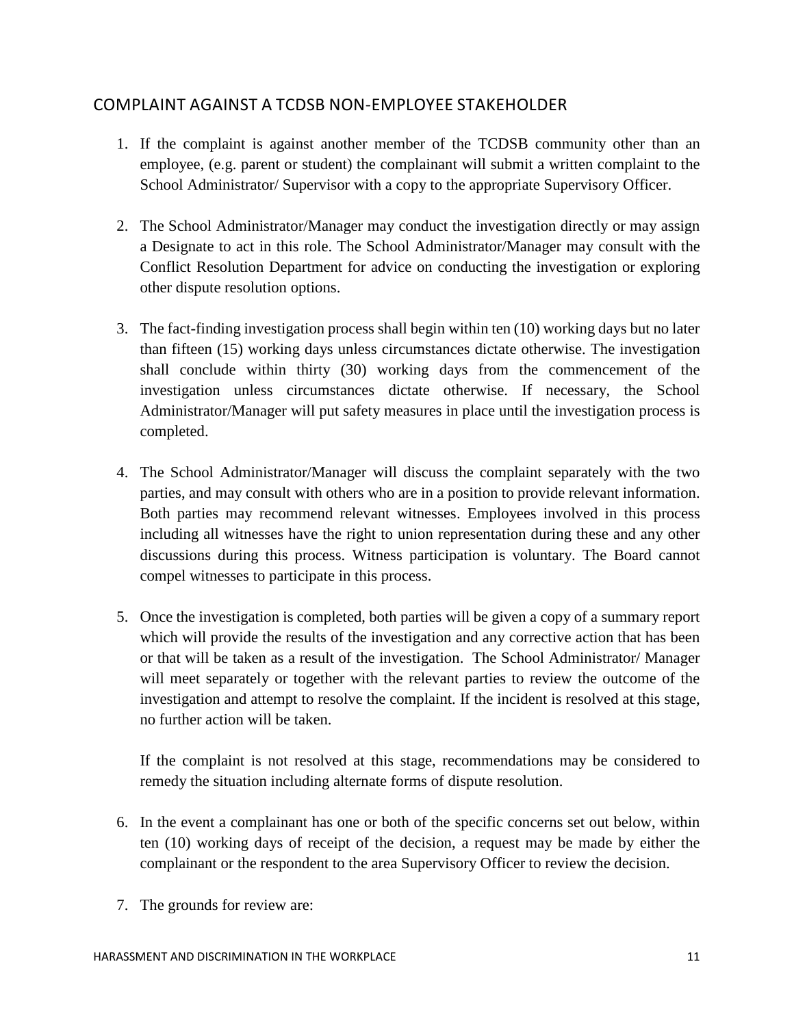## COMPLAINT AGAINST A TCDSB NON-EMPLOYEE STAKEHOLDER

1. If the complaint is against another member of the TCDSB community other than an employee, (e.g. parent or student) the complainant will submit a written complaint to the School Administrator/ Supervisor with a copy to the appropriate Supervisory Officer.

2. The School Administrator/Manager may conduct the investigation directly or may assign a Designate to act in this role. The School Administrator/Manager may consult with the Conflict Resolution Department for advice on conducting the investigation or exploring other dispute resolution options.

3. The fact-finding investigation process shall begin within ten (10) working days but no later than fifteen (15) working days unless circumstances dictate otherwise. The investigation shall conclude within thirty (30) working days from the commencement of the investigation unless circumstances dictate otherwise. If necessary, the School Administrator/Manager will put safety measures in place until the investigation process is completed.

4. The School Administrator/Manager will discuss the complaint separately with the two parties, and may consult with others who are in a position to provide relevant information. Both parties may recommend relevant witnesses. Employees involved in this process including all witnesses have the right to union representation during these and any other discussions during this process. Witness participation is voluntary. The Board cannot compel witnesses to participate in this process.

5. Once the investigation is completed, both parties will be given a copy of a summary report which will provide the results of the investigation and any corrective action that has been or that will be taken as a result of the investigation. The School Administrator/ Manager will meet separately or together with the relevant parties to review the outcome of the investigation and attempt to resolve the complaint. If the incident is resolved at this stage, no further action will be taken.

   If the complaint is not resolved at this stage, recommendations may be considered to remedy the situation including alternate forms of dispute resolution.

6. In the event a complainant has one or both of the specific concerns set out below, within ten (10) working days of receipt of the decision, a request may be made by either the complainant or the respondent to the area Supervisory Officer to review the decision.

7. The grounds for review are: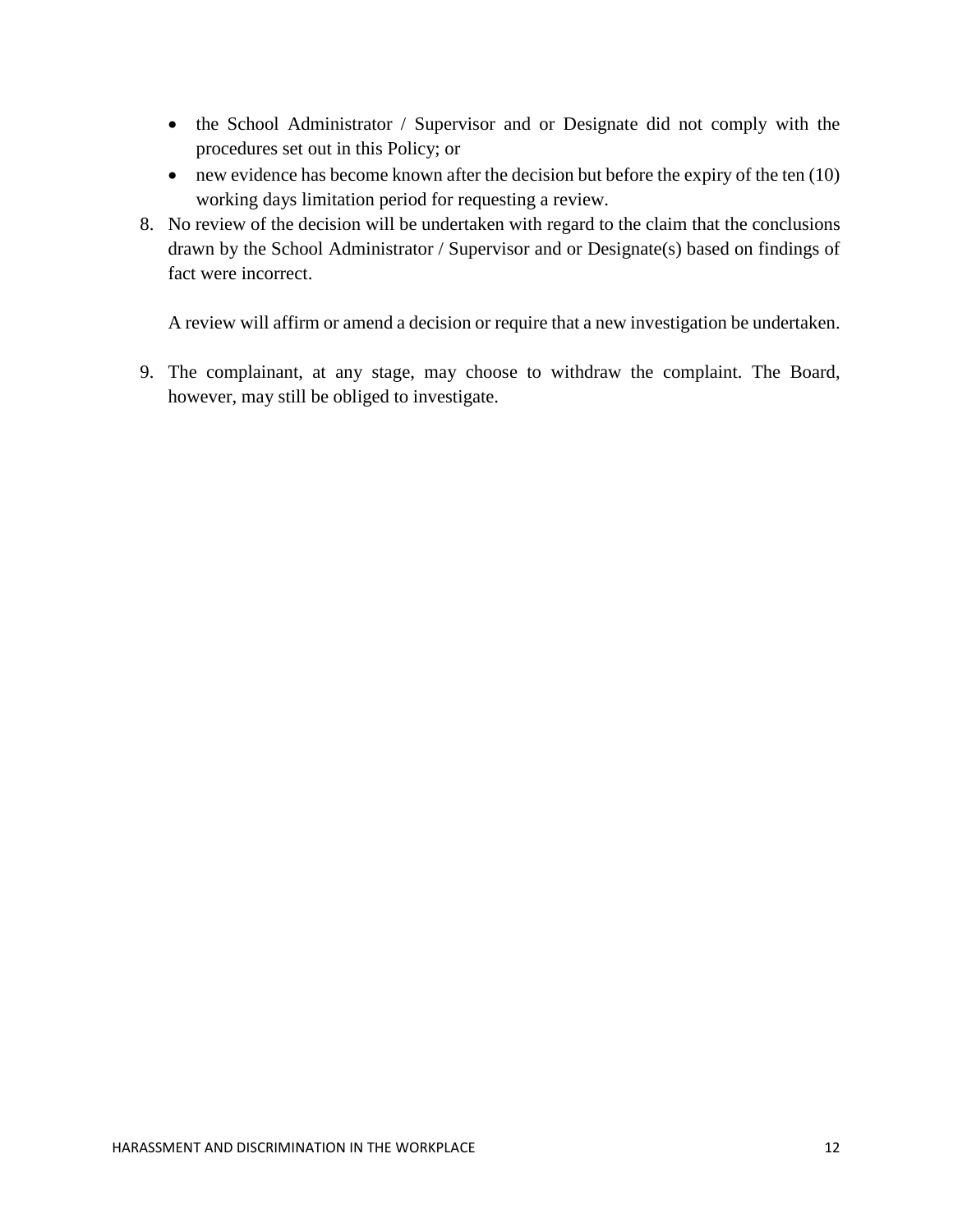- the School Administrator / Supervisor and or Designate did not comply with the procedures set out in this Policy; or
- new evidence has become known after the decision but before the expiry of the ten (10) working days limitation period for requesting a review.

8. No review of the decision will be undertaken with regard to the claim that the conclusions drawn by the School Administrator / Supervisor and or Designate(s) based on findings of fact were incorrect.

   A review will affirm or amend a decision or require that a new investigation be undertaken.

9. The complainant, at any stage, may choose to withdraw the complaint. The Board, however, may still be obliged to investigate.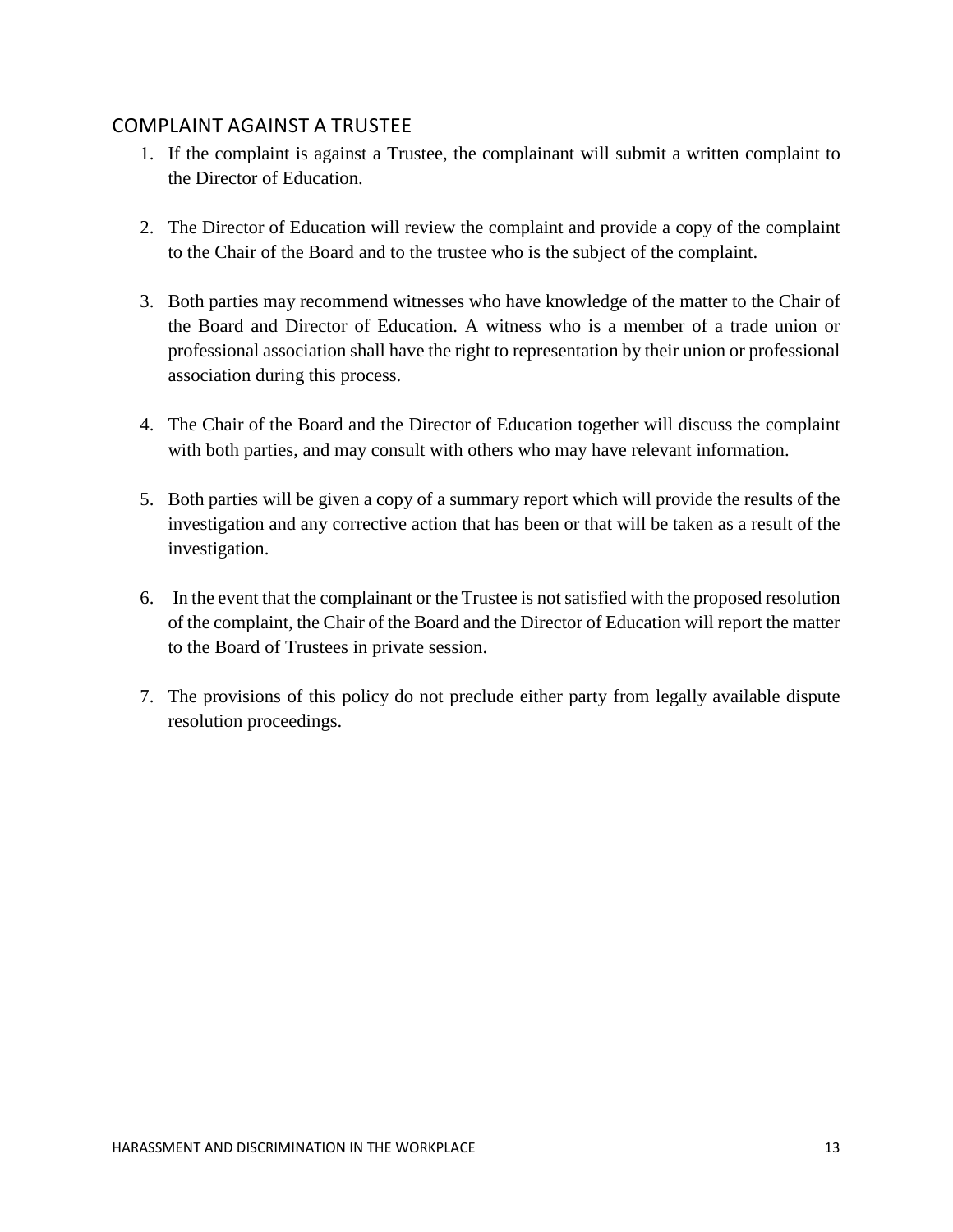## COMPLAINT AGAINST A TRUSTEE

1. If the complaint is against a Trustee, the complainant will submit a written complaint to the Director of Education.

2. The Director of Education will review the complaint and provide a copy of the complaint to the Chair of the Board and to the trustee who is the subject of the complaint.

3. Both parties may recommend witnesses who have knowledge of the matter to the Chair of the Board and Director of Education. A witness who is a member of a trade union or professional association shall have the right to representation by their union or professional association during this process.

4. The Chair of the Board and the Director of Education together will discuss the complaint with both parties, and may consult with others who may have relevant information.

5. Both parties will be given a copy of a summary report which will provide the results of the investigation and any corrective action that has been or that will be taken as a result of the investigation.

6. In the event that the complainant or the Trustee is not satisfied with the proposed resolution of the complaint, the Chair of the Board and the Director of Education will report the matter to the Board of Trustees in private session.

7. The provisions of this policy do not preclude either party from legally available dispute resolution proceedings.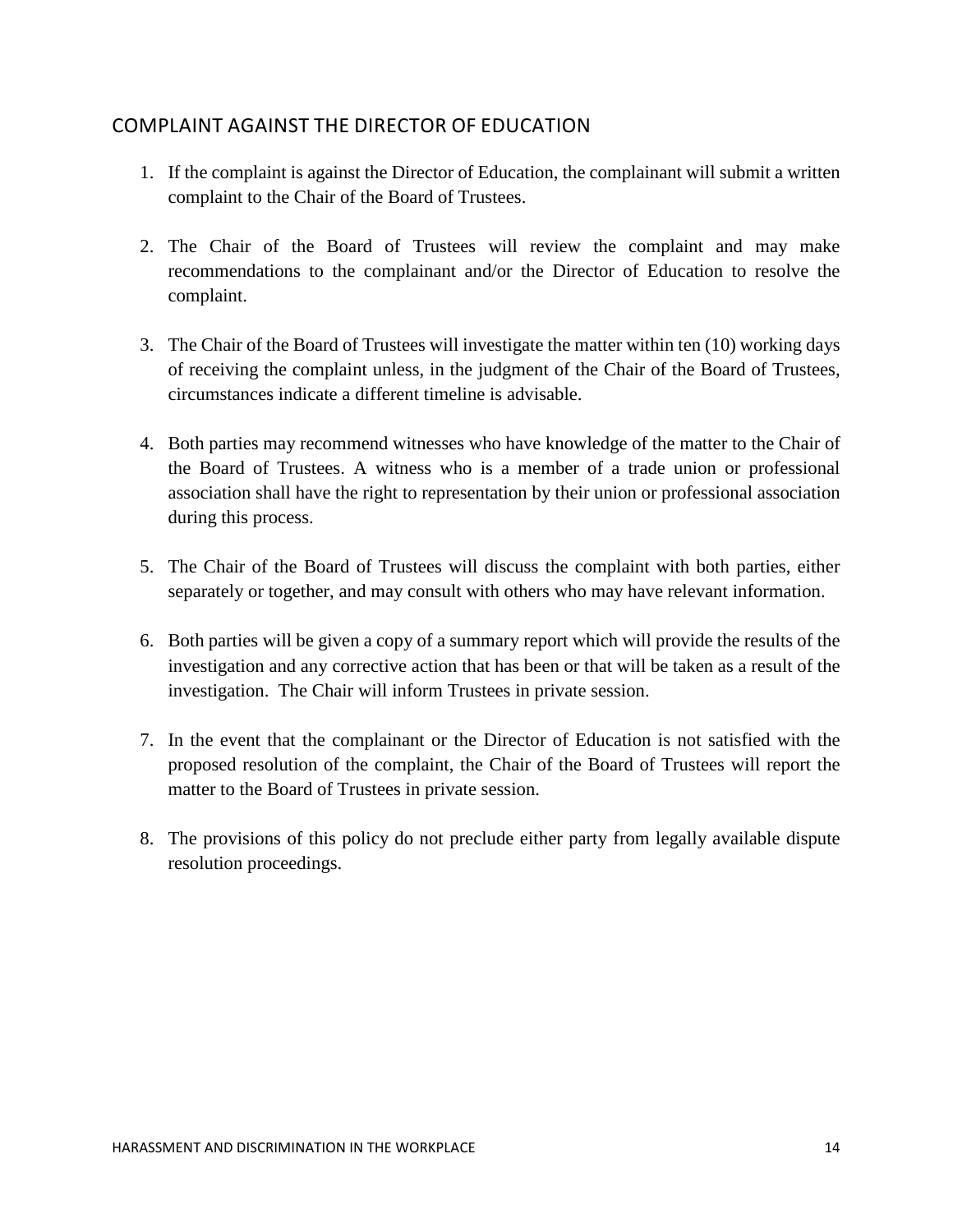## COMPLAINT AGAINST THE DIRECTOR OF EDUCATION

1. If the complaint is against the Director of Education, the complainant will submit a written complaint to the Chair of the Board of Trustees.

2. The Chair of the Board of Trustees will review the complaint and may make recommendations to the complainant and/or the Director of Education to resolve the complaint.

3. The Chair of the Board of Trustees will investigate the matter within ten (10) working days of receiving the complaint unless, in the judgment of the Chair of the Board of Trustees, circumstances indicate a different timeline is advisable.

4. Both parties may recommend witnesses who have knowledge of the matter to the Chair of the Board of Trustees. A witness who is a member of a trade union or professional association shall have the right to representation by their union or professional association during this process.

5. The Chair of the Board of Trustees will discuss the complaint with both parties, either separately or together, and may consult with others who may have relevant information.

6. Both parties will be given a copy of a summary report which will provide the results of the investigation and any corrective action that has been or that will be taken as a result of the investigation. The Chair will inform Trustees in private session.

7. In the event that the complainant or the Director of Education is not satisfied with the proposed resolution of the complaint, the Chair of the Board of Trustees will report the matter to the Board of Trustees in private session.

8. The provisions of this policy do not preclude either party from legally available dispute resolution proceedings.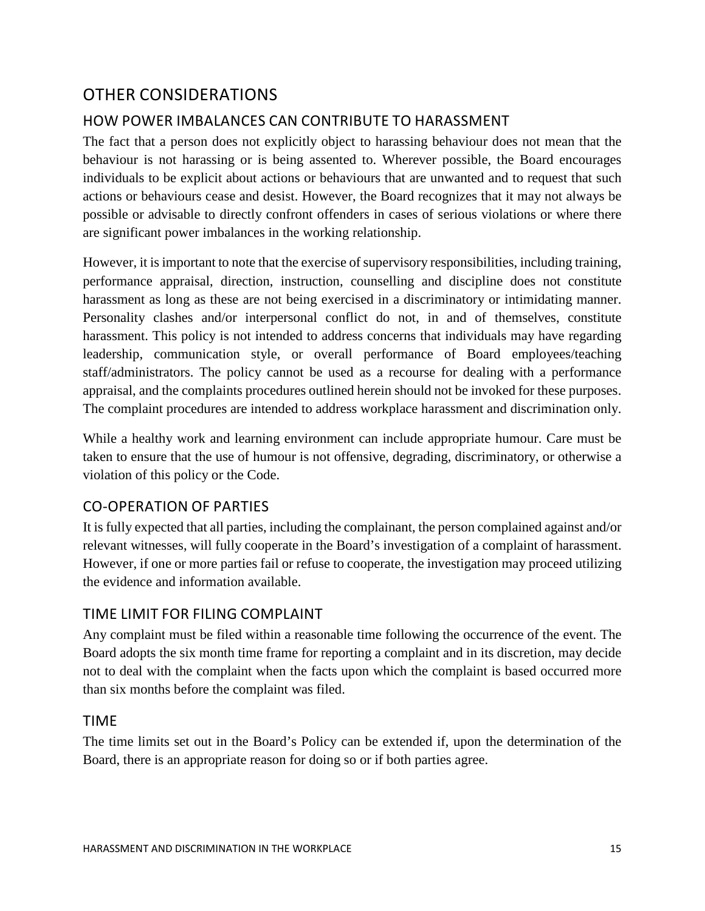# OTHER CONSIDERATIONS

## HOW POWER IMBALANCES CAN CONTRIBUTE TO HARASSMENT

The fact that a person does not explicitly object to harassing behaviour does not mean that the behaviour is not harassing or is being assented to. Wherever possible, the Board encourages individuals to be explicit about actions or behaviours that are unwanted and to request that such actions or behaviours cease and desist. However, the Board recognizes that it may not always be possible or advisable to directly confront offenders in cases of serious violations or where there are significant power imbalances in the working relationship.

However, it is important to note that the exercise of supervisory responsibilities, including training, performance appraisal, direction, instruction, counselling and discipline does not constitute harassment as long as these are not being exercised in a discriminatory or intimidating manner. Personality clashes and/or interpersonal conflict do not, in and of themselves, constitute harassment. This policy is not intended to address concerns that individuals may have regarding leadership, communication style, or overall performance of Board employees/teaching staff/administrators. The policy cannot be used as a recourse for dealing with a performance appraisal, and the complaints procedures outlined herein should not be invoked for these purposes. The complaint procedures are intended to address workplace harassment and discrimination only.

While a healthy work and learning environment can include appropriate humour. Care must be taken to ensure that the use of humour is not offensive, degrading, discriminatory, or otherwise a violation of this policy or the Code.

## CO-OPERATION OF PARTIES

It is fully expected that all parties, including the complainant, the person complained against and/or relevant witnesses, will fully cooperate in the Board's investigation of a complaint of harassment. However, if one or more parties fail or refuse to cooperate, the investigation may proceed utilizing the evidence and information available.

## TIME LIMIT FOR FILING COMPLAINT

Any complaint must be filed within a reasonable time following the occurrence of the event. The Board adopts the six month time frame for reporting a complaint and in its discretion, may decide not to deal with the complaint when the facts upon which the complaint is based occurred more than six months before the complaint was filed.

## TIME

The time limits set out in the Board's Policy can be extended if, upon the determination of the Board, there is an appropriate reason for doing so or if both parties agree.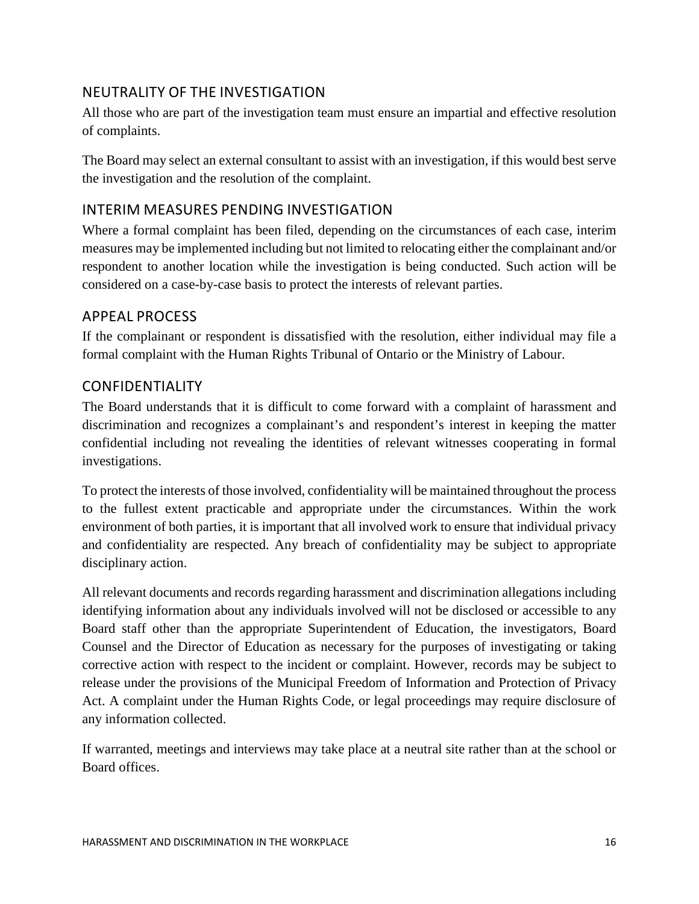## NEUTRALITY OF THE INVESTIGATION

All those who are part of the investigation team must ensure an impartial and effective resolution of complaints.

The Board may select an external consultant to assist with an investigation, if this would best serve the investigation and the resolution of the complaint.

## INTERIM MEASURES PENDING INVESTIGATION

Where a formal complaint has been filed, depending on the circumstances of each case, interim measures may be implemented including but not limited to relocating either the complainant and/or respondent to another location while the investigation is being conducted. Such action will be considered on a case-by-case basis to protect the interests of relevant parties.

## APPEAL PROCESS

If the complainant or respondent is dissatisfied with the resolution, either individual may file a formal complaint with the Human Rights Tribunal of Ontario or the Ministry of Labour.

## CONFIDENTIALITY

The Board understands that it is difficult to come forward with a complaint of harassment and discrimination and recognizes a complainant's and respondent's interest in keeping the matter confidential including not revealing the identities of relevant witnesses cooperating in formal investigations.

To protect the interests of those involved, confidentiality will be maintained throughout the process to the fullest extent practicable and appropriate under the circumstances. Within the work environment of both parties, it is important that all involved work to ensure that individual privacy and confidentiality are respected. Any breach of confidentiality may be subject to appropriate disciplinary action.

All relevant documents and records regarding harassment and discrimination allegations including identifying information about any individuals involved will not be disclosed or accessible to any Board staff other than the appropriate Superintendent of Education, the investigators, Board Counsel and the Director of Education as necessary for the purposes of investigating or taking corrective action with respect to the incident or complaint. However, records may be subject to release under the provisions of the Municipal Freedom of Information and Protection of Privacy Act. A complaint under the Human Rights Code, or legal proceedings may require disclosure of any information collected.

If warranted, meetings and interviews may take place at a neutral site rather than at the school or Board offices.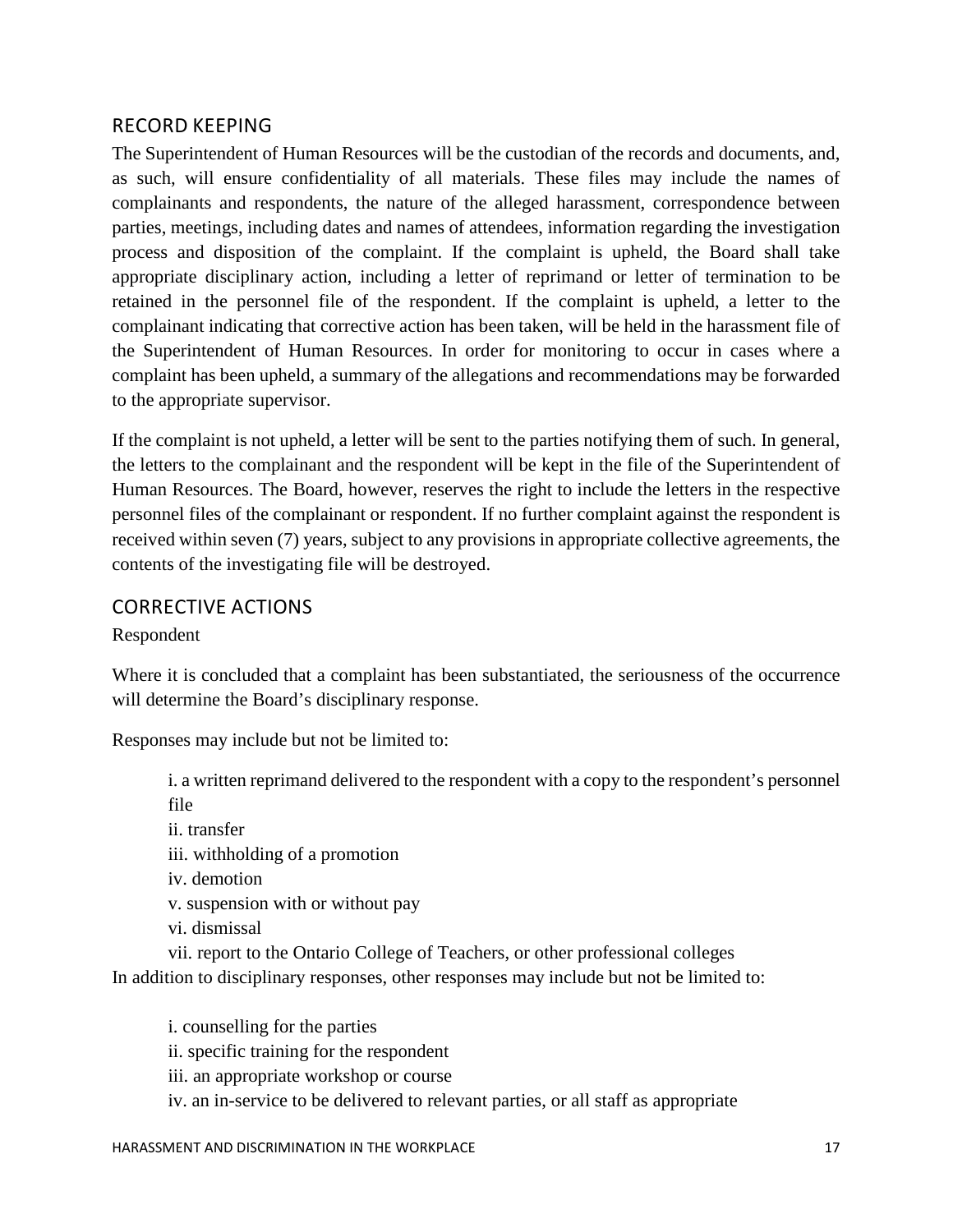## RECORD KEEPING

The Superintendent of Human Resources will be the custodian of the records and documents, and, as such, will ensure confidentiality of all materials. These files may include the names of complainants and respondents, the nature of the alleged harassment, correspondence between parties, meetings, including dates and names of attendees, information regarding the investigation process and disposition of the complaint. If the complaint is upheld, the Board shall take appropriate disciplinary action, including a letter of reprimand or letter of termination to be retained in the personnel file of the respondent. If the complaint is upheld, a letter to the complainant indicating that corrective action has been taken, will be held in the harassment file of the Superintendent of Human Resources. In order for monitoring to occur in cases where a complaint has been upheld, a summary of the allegations and recommendations may be forwarded to the appropriate supervisor.

If the complaint is not upheld, a letter will be sent to the parties notifying them of such. In general, the letters to the complainant and the respondent will be kept in the file of the Superintendent of Human Resources. The Board, however, reserves the right to include the letters in the respective personnel files of the complainant or respondent. If no further complaint against the respondent is received within seven (7) years, subject to any provisions in appropriate collective agreements, the contents of the investigating file will be destroyed.

## CORRECTIVE ACTIONS

Respondent

Where it is concluded that a complaint has been substantiated, the seriousness of the occurrence will determine the Board's disciplinary response.

Responses may include but not be limited to:

i. a written reprimand delivered to the respondent with a copy to the respondent's personnel file
ii. transfer
iii. withholding of a promotion
iv. demotion
v. suspension with or without pay
vi. dismissal
vii. report to the Ontario College of Teachers, or other professional colleges

In addition to disciplinary responses, other responses may include but not be limited to:

i. counselling for the parties
ii. specific training for the respondent
iii. an appropriate workshop or course
iv. an in-service to be delivered to relevant parties, or all staff as appropriate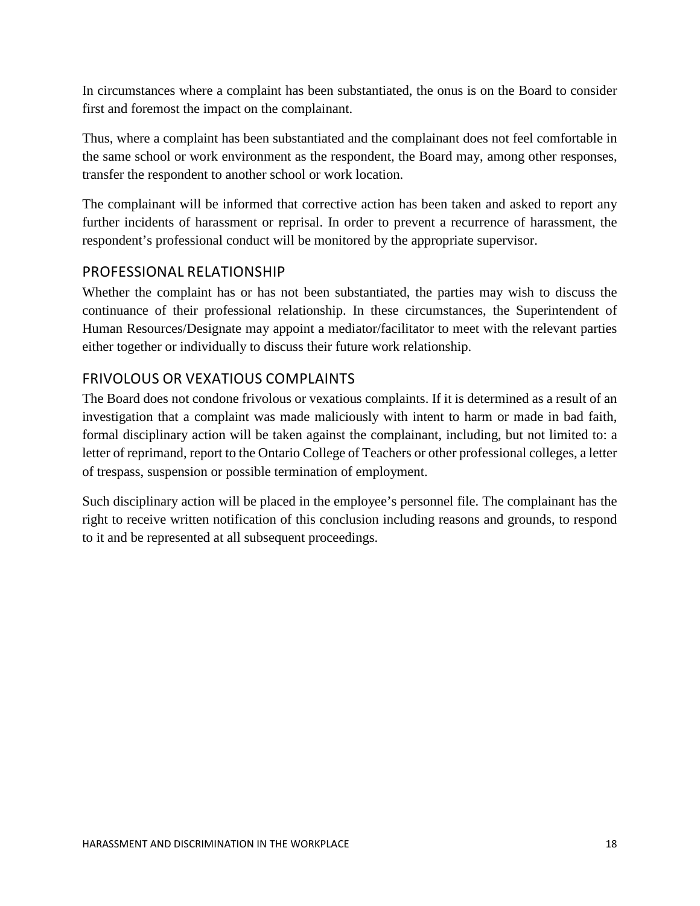In circumstances where a complaint has been substantiated, the onus is on the Board to consider first and foremost the impact on the complainant.

Thus, where a complaint has been substantiated and the complainant does not feel comfortable in the same school or work environment as the respondent, the Board may, among other responses, transfer the respondent to another school or work location.

The complainant will be informed that corrective action has been taken and asked to report any further incidents of harassment or reprisal. In order to prevent a recurrence of harassment, the respondent's professional conduct will be monitored by the appropriate supervisor.

## PROFESSIONAL RELATIONSHIP

Whether the complaint has or has not been substantiated, the parties may wish to discuss the continuance of their professional relationship. In these circumstances, the Superintendent of Human Resources/Designate may appoint a mediator/facilitator to meet with the relevant parties either together or individually to discuss their future work relationship.

## FRIVOLOUS OR VEXATIOUS COMPLAINTS

The Board does not condone frivolous or vexatious complaints. If it is determined as a result of an investigation that a complaint was made maliciously with intent to harm or made in bad faith, formal disciplinary action will be taken against the complainant, including, but not limited to: a letter of reprimand, report to the Ontario College of Teachers or other professional colleges, a letter of trespass, suspension or possible termination of employment.

Such disciplinary action will be placed in the employee's personnel file. The complainant has the right to receive written notification of this conclusion including reasons and grounds, to respond to it and be represented at all subsequent proceedings.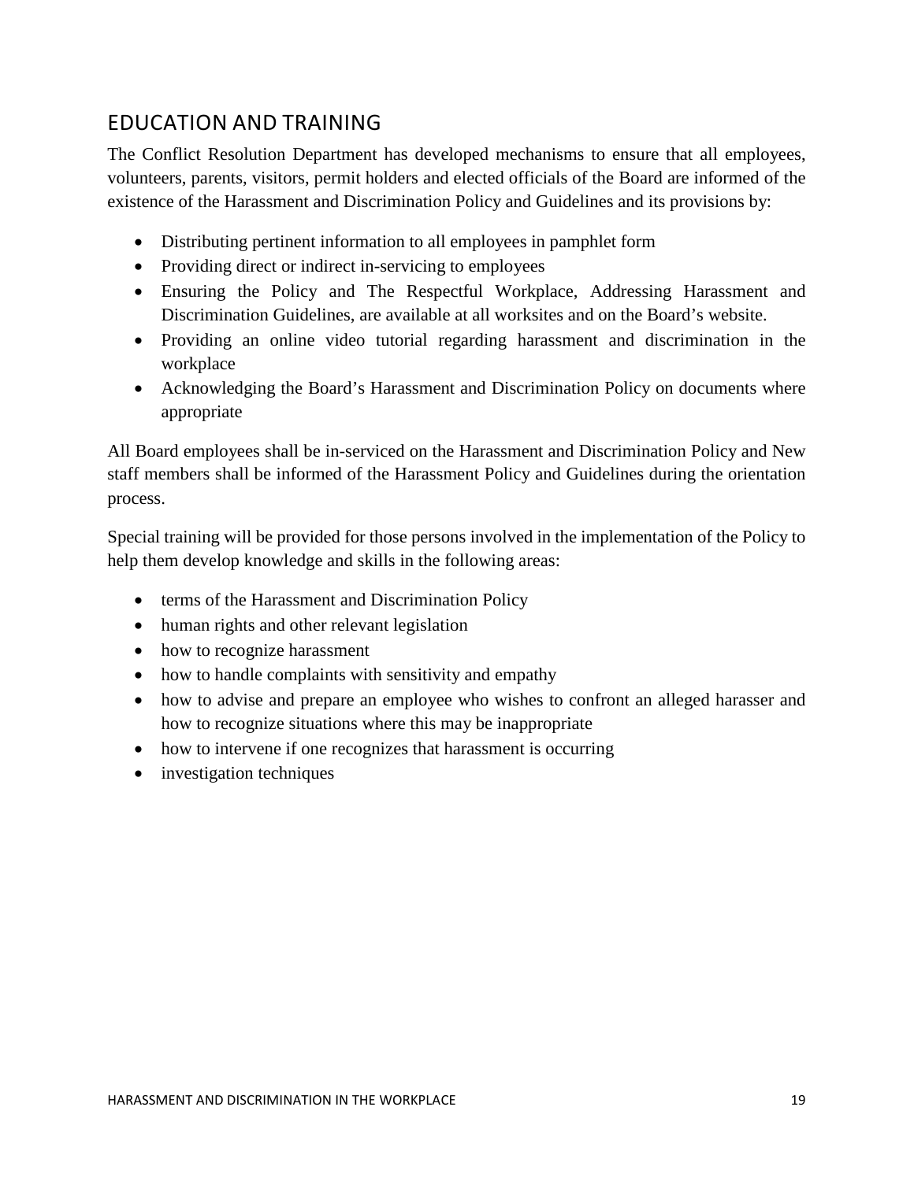## EDUCATION AND TRAINING

The Conflict Resolution Department has developed mechanisms to ensure that all employees, volunteers, parents, visitors, permit holders and elected officials of the Board are informed of the existence of the Harassment and Discrimination Policy and Guidelines and its provisions by:

- Distributing pertinent information to all employees in pamphlet form
- Providing direct or indirect in-servicing to employees
- Ensuring the Policy and The Respectful Workplace, Addressing Harassment and Discrimination Guidelines, are available at all worksites and on the Board's website.
- Providing an online video tutorial regarding harassment and discrimination in the workplace
- Acknowledging the Board's Harassment and Discrimination Policy on documents where appropriate

All Board employees shall be in-serviced on the Harassment and Discrimination Policy and New staff members shall be informed of the Harassment Policy and Guidelines during the orientation process.

Special training will be provided for those persons involved in the implementation of the Policy to help them develop knowledge and skills in the following areas:

- terms of the Harassment and Discrimination Policy
- human rights and other relevant legislation
- how to recognize harassment
- how to handle complaints with sensitivity and empathy
- how to advise and prepare an employee who wishes to confront an alleged harasser and how to recognize situations where this may be inappropriate
- how to intervene if one recognizes that harassment is occurring
- investigation techniques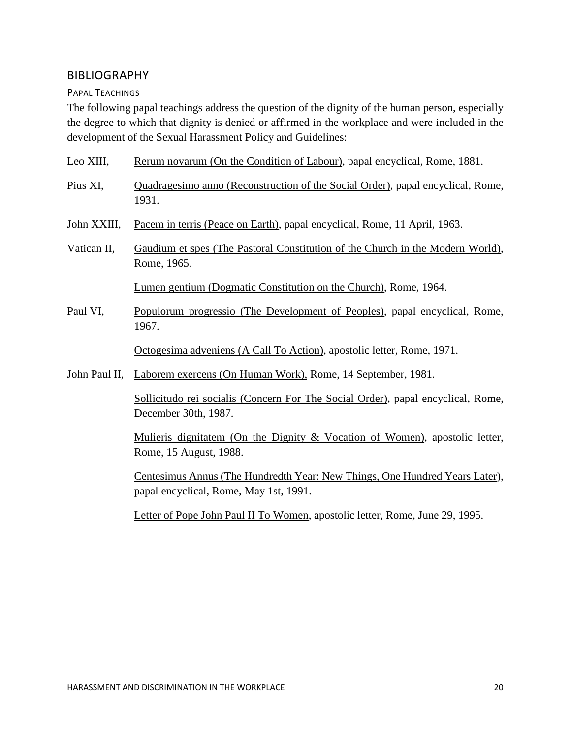## BIBLIOGRAPHY

### Papal Teachings

The following papal teachings address the question of the dignity of the human person, especially the degree to which that dignity is denied or affirmed in the workplace and were included in the development of the Sexual Harassment Policy and Guidelines:

Leo XIII, Rerum novarum (On the Condition of Labour), papal encyclical, Rome, 1881.

Pius XI, Quadragesimo anno (Reconstruction of the Social Order), papal encyclical, Rome, 1931.

John XXIII, Pacem in terris (Peace on Earth), papal encyclical, Rome, 11 April, 1963.

Vatican II, Gaudium et spes (The Pastoral Constitution of the Church in the Modern World), Rome, 1965.

Lumen gentium (Dogmatic Constitution on the Church), Rome, 1964.

Paul VI, Populorum progressio (The Development of Peoples), papal encyclical, Rome, 1967.

Octogesima adveniens (A Call To Action), apostolic letter, Rome, 1971.

John Paul II, Laborem exercens (On Human Work), Rome, 14 September, 1981.

Sollicitudo rei socialis (Concern For The Social Order), papal encyclical, Rome, December 30th, 1987.

Mulieris dignitatem (On the Dignity & Vocation of Women), apostolic letter, Rome, 15 August, 1988.

Centesimus Annus (The Hundredth Year: New Things, One Hundred Years Later), papal encyclical, Rome, May 1st, 1991.

Letter of Pope John Paul II To Women, apostolic letter, Rome, June 29, 1995.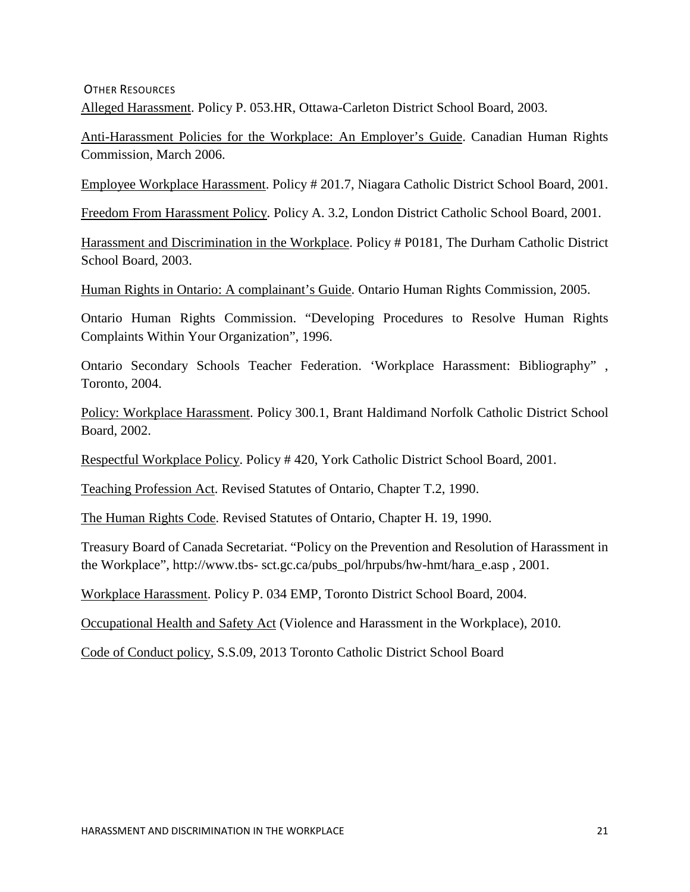## OTHER RESOURCES

Alleged Harassment. Policy P. 053.HR, Ottawa-Carleton District School Board, 2003.

Anti-Harassment Policies for the Workplace: An Employer's Guide. Canadian Human Rights Commission, March 2006.

Employee Workplace Harassment. Policy # 201.7, Niagara Catholic District School Board, 2001.

Freedom From Harassment Policy. Policy A. 3.2, London District Catholic School Board, 2001.

Harassment and Discrimination in the Workplace. Policy # P0181, The Durham Catholic District School Board, 2003.

Human Rights in Ontario: A complainant's Guide. Ontario Human Rights Commission, 2005.

Ontario Human Rights Commission. "Developing Procedures to Resolve Human Rights Complaints Within Your Organization", 1996.

Ontario Secondary Schools Teacher Federation. 'Workplace Harassment: Bibliography" , Toronto, 2004.

Policy: Workplace Harassment. Policy 300.1, Brant Haldimand Norfolk Catholic District School Board, 2002.

Respectful Workplace Policy. Policy # 420, York Catholic District School Board, 2001.

Teaching Profession Act. Revised Statutes of Ontario, Chapter T.2, 1990.

The Human Rights Code. Revised Statutes of Ontario, Chapter H. 19, 1990.

Treasury Board of Canada Secretariat. "Policy on the Prevention and Resolution of Harassment in the Workplace", http://www.tbs- sct.gc.ca/pubs_pol/hrpubs/hw-hmt/hara_e.asp , 2001.

Workplace Harassment. Policy P. 034 EMP, Toronto District School Board, 2004.

Occupational Health and Safety Act (Violence and Harassment in the Workplace), 2010.

Code of Conduct policy, S.S.09, 2013 Toronto Catholic District School Board